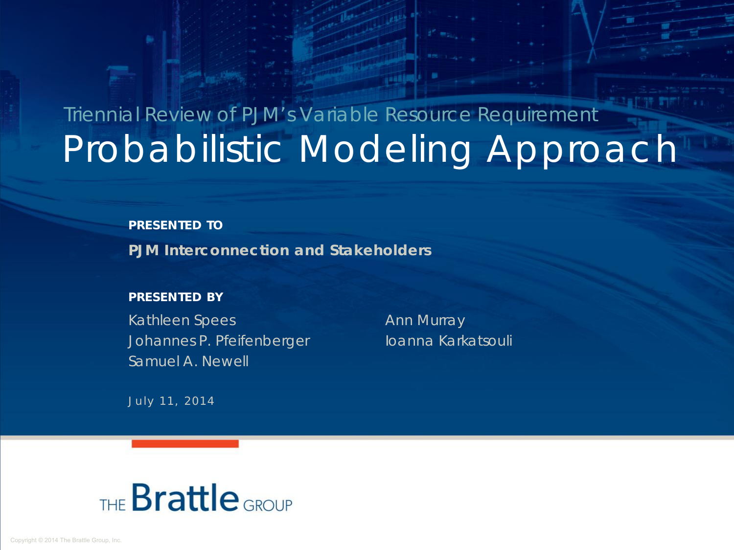Triennial Review of PJM's Variable Resource Requirement

# Probabilistic Modeling Approach

**PRESENTED TO**

**PJM Interconnection and Stakeholders**

**PRESENTED BY**

Kathleen Spees
Johannes P. Pfeifenberger
Samuel A. Newell
Ann Murray
Ioanna Karkatsouli

July 11, 2014

THE Brattle GROUP

Copyright © 2014 The Brattle Group, Inc.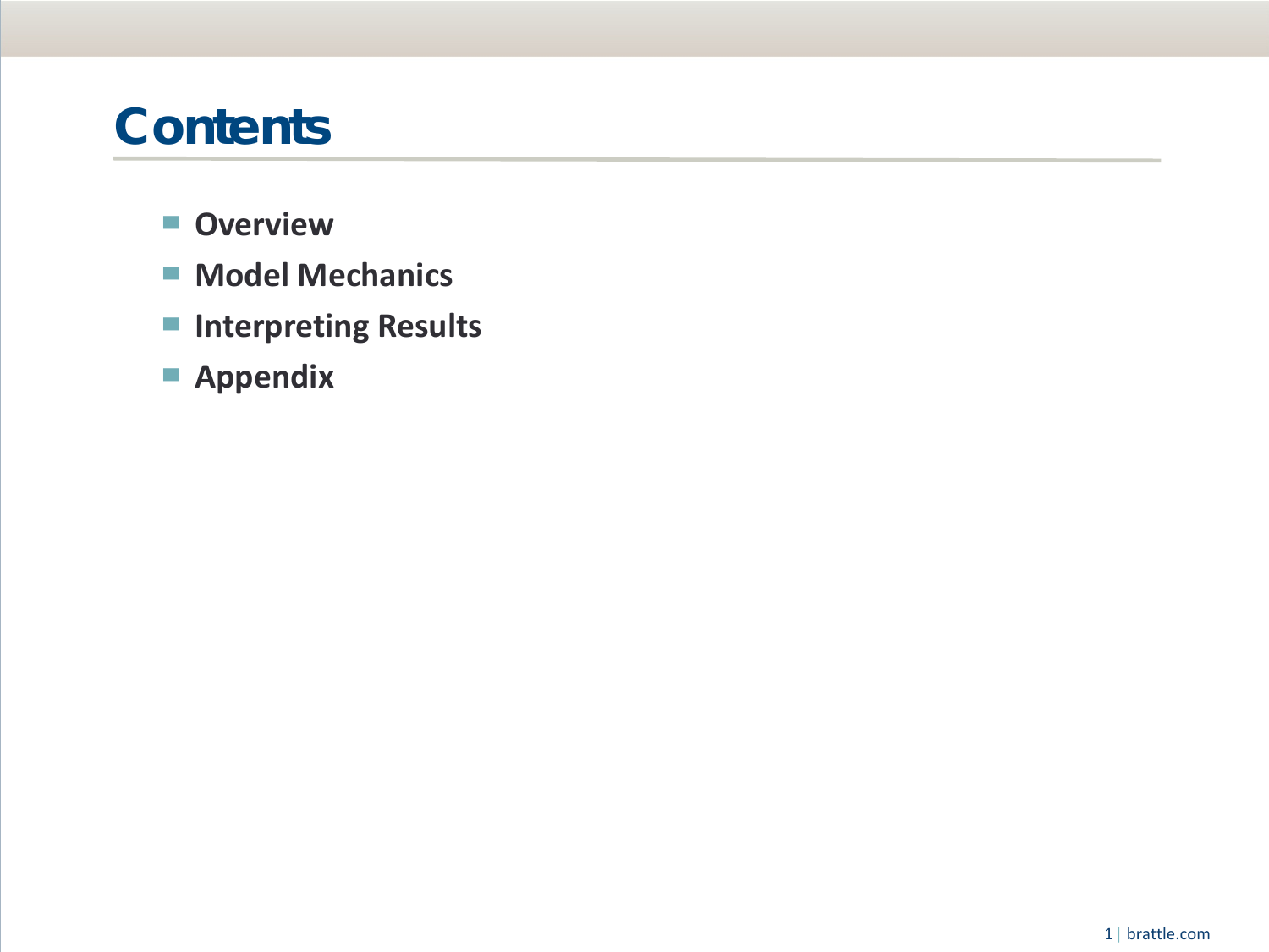# Contents

- **Overview**
- **Model Mechanics**
- **Interpreting Results**
- **Appendix**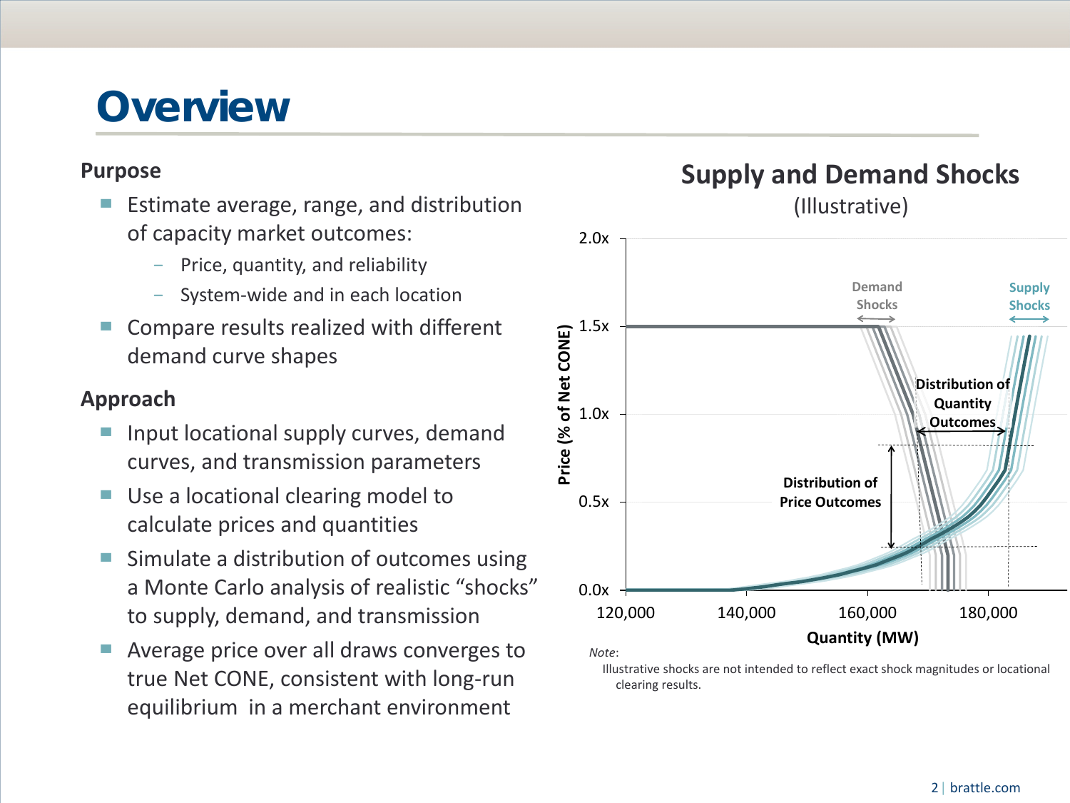# Overview

### Purpose

- Estimate average, range, and distribution of capacity market outcomes:
  - Price, quantity, and reliability
  - System-wide and in each location
- Compare results realized with different demand curve shapes

### Approach

- Input locational supply curves, demand curves, and transmission parameters
- Use a locational clearing model to calculate prices and quantities
- Simulate a distribution of outcomes using a Monte Carlo analysis of realistic “shocks” to supply, demand, and transmission
- Average price over all draws converges to true Net CONE, consistent with long-run equilibrium in a merchant environment

## Supply and Demand Shocks

(Illustrative)

*Note*:
Illustrative shocks are not intended to reflect exact shock magnitudes or locational clearing results.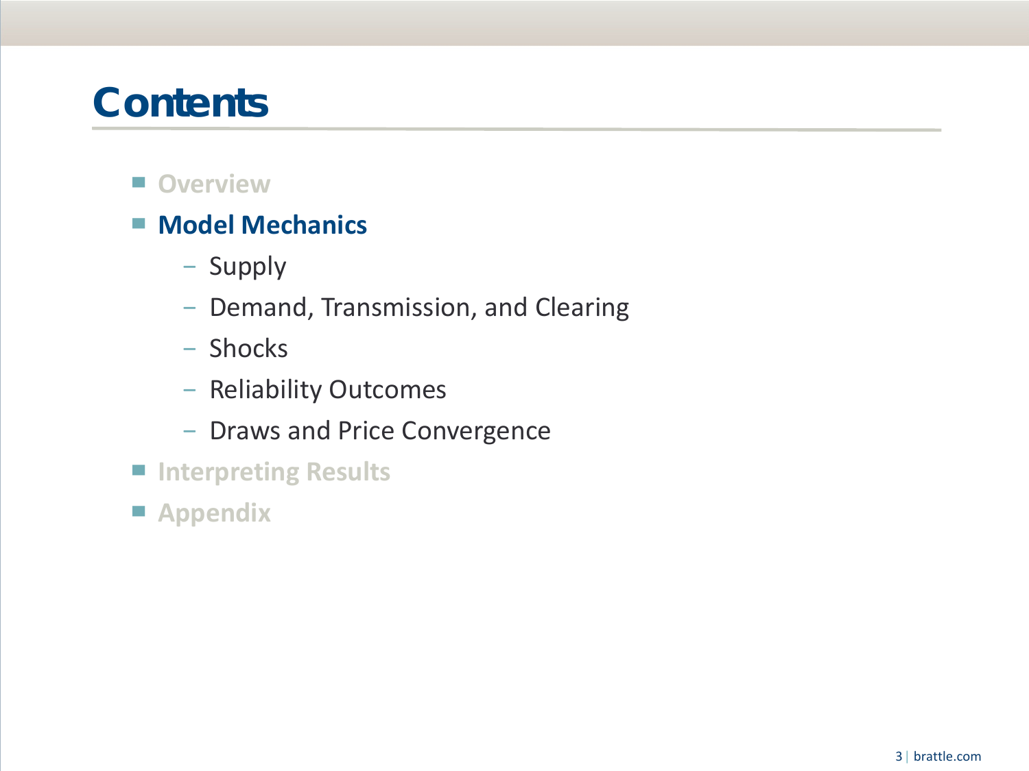# Contents

- Overview
- **Model Mechanics**
  - Supply
  - Demand, Transmission, and Clearing
  - Shocks
  - Reliability Outcomes
  - Draws and Price Convergence
- Interpreting Results
- Appendix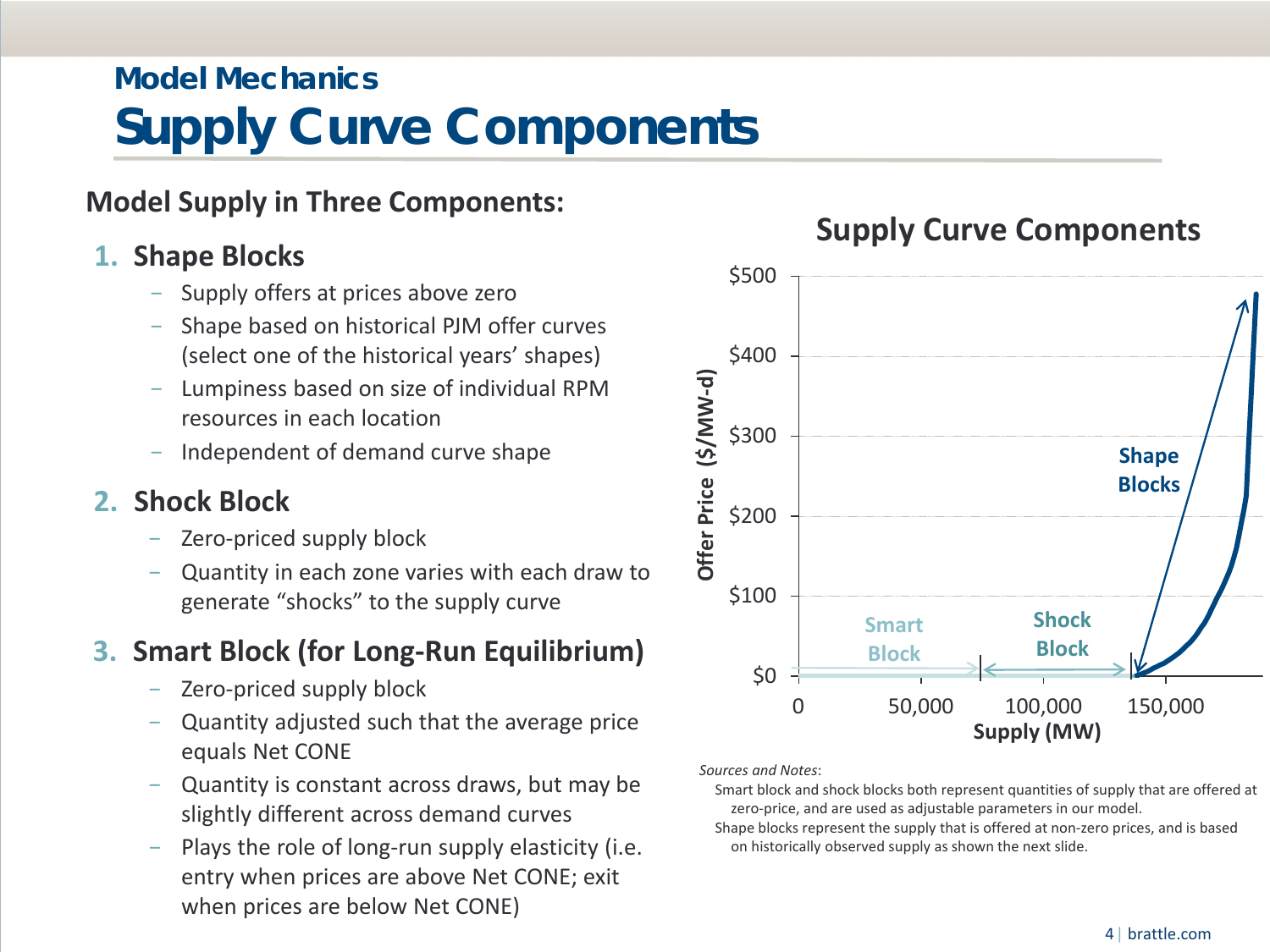## Model Mechanics

# Supply Curve Components

### Model Supply in Three Components:

1. **Shape Blocks**
   - Supply offers at prices above zero
   - Shape based on historical PJM offer curves (select one of the historical years' shapes)
   - Lumpiness based on size of individual RPM resources in each location
   - Independent of demand curve shape
2. **Shock Block**
   - Zero-priced supply block
   - Quantity in each zone varies with each draw to generate "shocks" to the supply curve
3. **Smart Block (for Long-Run Equilibrium)**
   - Zero-priced supply block
   - Quantity adjusted such that the average price equals Net CONE
   - Quantity is constant across draws, but may be slightly different across demand curves
   - Plays the role of long-run supply elasticity (i.e. entry when prices are above Net CONE; exit when prices are below Net CONE)

**Supply Curve Components**

Offer Price ($/MW-d): $0, $100, $200, $300, $400, $500

Supply (MW): 0, 50,000, 100,000, 150,000

Smart Block | Shock Block | Shape Blocks

*Sources and Notes*:

Smart block and shock blocks both represent quantities of supply that are offered at zero-price, and are used as adjustable parameters in our model.

Shape blocks represent the supply that is offered at non-zero prices, and is based on historically observed supply as shown the next slide.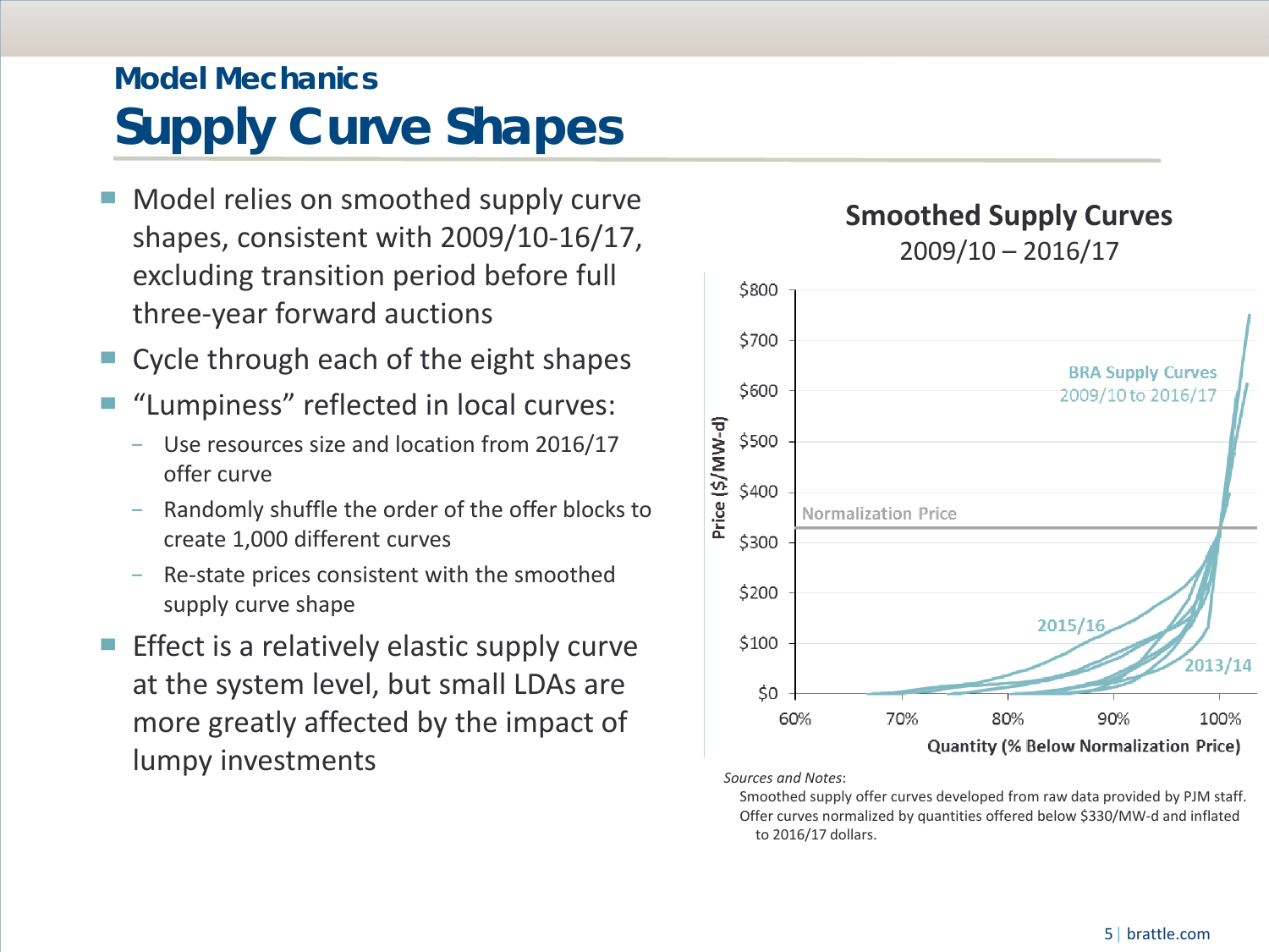## Model Mechanics

# Supply Curve Shapes

- Model relies on smoothed supply curve shapes, consistent with 2009/10-16/17, excluding transition period before full three-year forward auctions
- Cycle through each of the eight shapes
- "Lumpiness" reflected in local curves:
  - Use resources size and location from 2016/17 offer curve
  - Randomly shuffle the order of the offer blocks to create 1,000 different curves
  - Re-state prices consistent with the smoothed supply curve shape
- Effect is a relatively elastic supply curve at the system level, but small LDAs are more greatly affected by the impact of lumpy investments

**Smoothed Supply Curves**
2009/10 – 2016/17

*Sources and Notes*:
Smoothed supply offer curves developed from raw data provided by PJM staff. Offer curves normalized by quantities offered below $330/MW-d and inflated to 2016/17 dollars.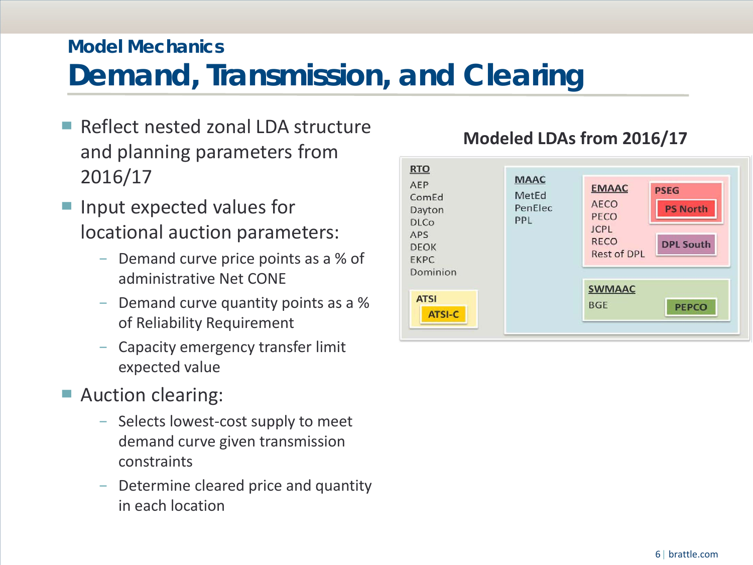## Model Mechanics

# Demand, Transmission, and Clearing

- Reflect nested zonal LDA structure and planning parameters from 2016/17
- Input expected values for locational auction parameters:
  - Demand curve price points as a % of administrative Net CONE
  - Demand curve quantity points as a % of Reliability Requirement
  - Capacity emergency transfer limit expected value
- Auction clearing:
  - Selects lowest-cost supply to meet demand curve given transmission constraints
  - Determine cleared price and quantity in each location

**Modeled LDAs from 2016/17**

- **RTO**: AEP, ComEd, Dayton, DLCo, APS, DEOK, EKPC, Dominion
  - **ATSI**
    - ATSI-C
  - **MAAC**: MetEd, PenElec, PPL
    - **EMAAC**: AECO, PECO, JCPL, RECO, Rest of DPL
      - **PSEG**
        - PS North
      - DPL South
    - **SWMAAC**: BGE
      - PEPCO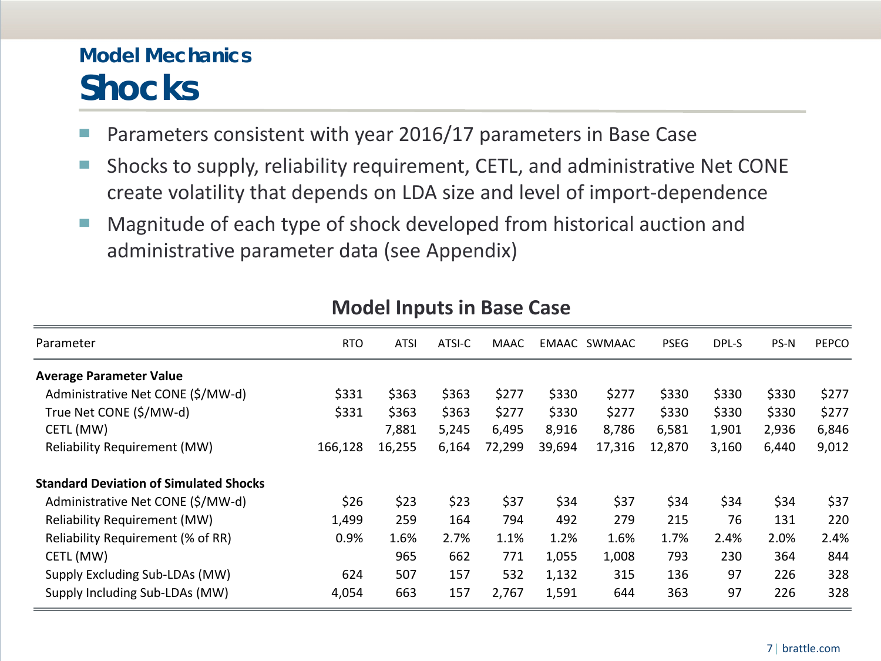## Model Mechanics

# Shocks

- Parameters consistent with year 2016/17 parameters in Base Case
- Shocks to supply, reliability requirement, CETL, and administrative Net CONE create volatility that depends on LDA size and level of import-dependence
- Magnitude of each type of shock developed from historical auction and administrative parameter data (see Appendix)

### Model Inputs in Base Case

| Parameter | RTO | ATSI | ATSI-C | MAAC | EMAAC | SWMAAC | PSEG | DPL-S | PS-N | PEPCO |
|---|---|---|---|---|---|---|---|---|---|---|
| **Average Parameter Value** | | | | | | | | | | |
| Administrative Net CONE ($/MW-d) | $331 | $363 | $363 | $277 | $330 | $277 | $330 | $330 | $330 | $277 |
| True Net CONE ($/MW-d) | $331 | $363 | $363 | $277 | $330 | $277 | $330 | $330 | $330 | $277 |
| CETL (MW) | | 7,881 | 5,245 | 6,495 | 8,916 | 8,786 | 6,581 | 1,901 | 2,936 | 6,846 |
| Reliability Requirement (MW) | 166,128 | 16,255 | 6,164 | 72,299 | 39,694 | 17,316 | 12,870 | 3,160 | 6,440 | 9,012 |
| **Standard Deviation of Simulated Shocks** | | | | | | | | | | |
| Administrative Net CONE ($/MW-d) | $26 | $23 | $23 | $37 | $34 | $37 | $34 | $34 | $34 | $37 |
| Reliability Requirement (MW) | 1,499 | 259 | 164 | 794 | 492 | 279 | 215 | 76 | 131 | 220 |
| Reliability Requirement (% of RR) | 0.9% | 1.6% | 2.7% | 1.1% | 1.2% | 1.6% | 1.7% | 2.4% | 2.0% | 2.4% |
| CETL (MW) | | 965 | 662 | 771 | 1,055 | 1,008 | 793 | 230 | 364 | 844 |
| Supply Excluding Sub-LDAs (MW) | 624 | 507 | 157 | 532 | 1,132 | 315 | 136 | 97 | 226 | 328 |
| Supply Including Sub-LDAs (MW) | 4,054 | 663 | 157 | 2,767 | 1,591 | 644 | 363 | 97 | 226 | 328 |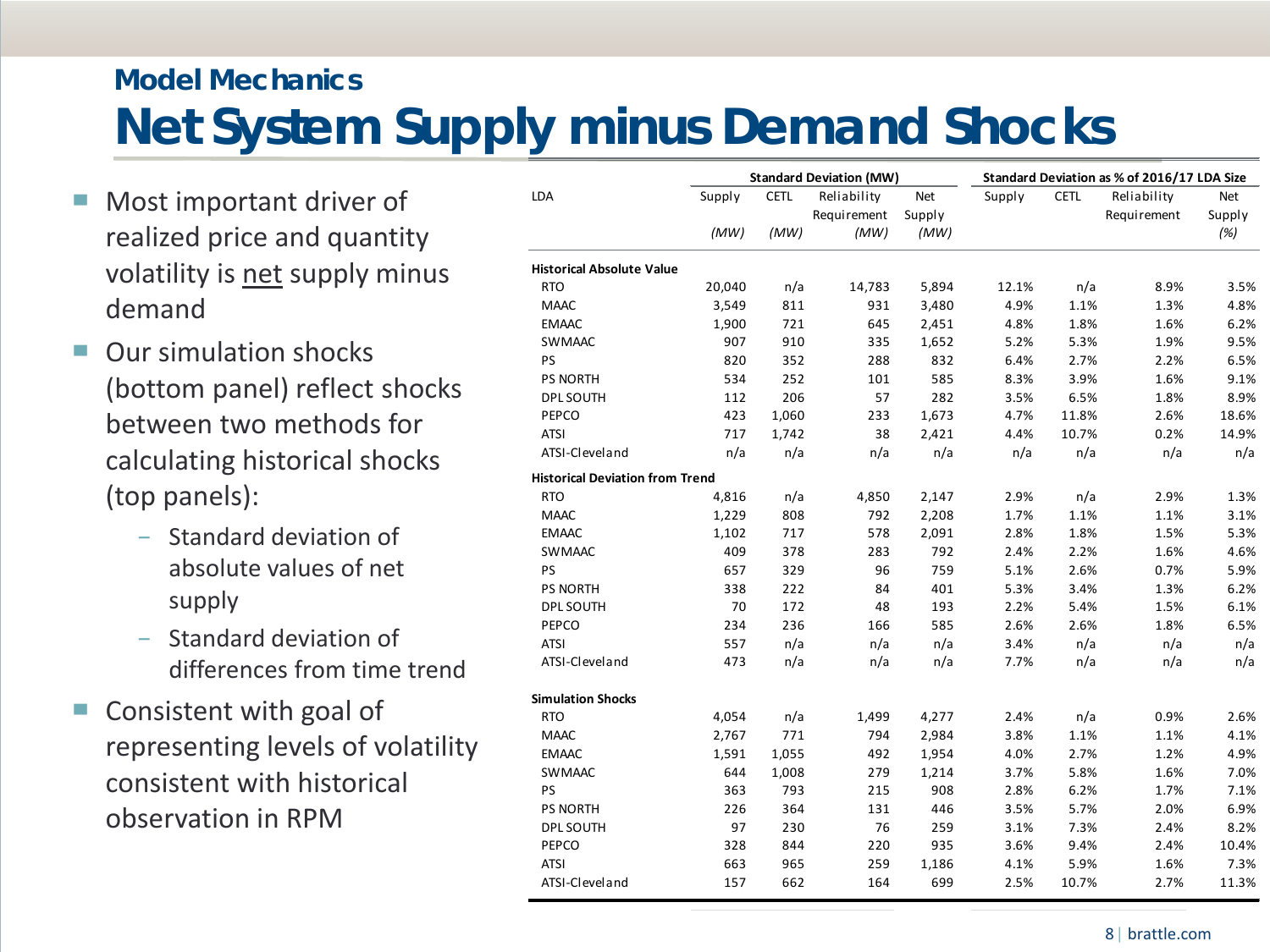## Model Mechanics

# Net System Supply minus Demand Shocks

- Most important driver of realized price and quantity volatility is <u>net</u> supply minus demand
- Our simulation shocks (bottom panel) reflect shocks between two methods for calculating historical shocks (top panels):
  - Standard deviation of absolute values of net supply
  - Standard deviation of differences from time trend
- Consistent with goal of representing levels of volatility consistent with historical observation in RPM

| LDA | Standard Deviation (MW) | | | | Standard Deviation as % of 2016/17 LDA Size | | | |
|---|---|---|---|---|---|---|---|---|
| | Supply (MW) | CETL (MW) | Reliability Requirement (MW) | Net Supply (MW) | Supply | CETL | Reliability Requirement | Net Supply (%) |
| **Historical Absolute Value** | | | | | | | | |
| RTO | 20,040 | n/a | 14,783 | 5,894 | 12.1% | n/a | 8.9% | 3.5% |
| MAAC | 3,549 | 811 | 931 | 3,480 | 4.9% | 1.1% | 1.3% | 4.8% |
| EMAAC | 1,900 | 721 | 645 | 2,451 | 4.8% | 1.8% | 1.6% | 6.2% |
| SWMAAC | 907 | 910 | 335 | 1,652 | 5.2% | 5.3% | 1.9% | 9.5% |
| PS | 820 | 352 | 288 | 832 | 6.4% | 2.7% | 2.2% | 6.5% |
| PS NORTH | 534 | 252 | 101 | 585 | 8.3% | 3.9% | 1.6% | 9.1% |
| DPL SOUTH | 112 | 206 | 57 | 282 | 3.5% | 6.5% | 1.8% | 8.9% |
| PEPCO | 423 | 1,060 | 233 | 1,673 | 4.7% | 11.8% | 2.6% | 18.6% |
| ATSI | 717 | 1,742 | 38 | 2,421 | 4.4% | 10.7% | 0.2% | 14.9% |
| ATSI-Cleveland | n/a | n/a | n/a | n/a | n/a | n/a | n/a | n/a |
| **Historical Deviation from Trend** | | | | | | | | |
| RTO | 4,816 | n/a | 4,850 | 2,147 | 2.9% | n/a | 2.9% | 1.3% |
| MAAC | 1,229 | 808 | 792 | 2,208 | 1.7% | 1.1% | 1.1% | 3.1% |
| EMAAC | 1,102 | 717 | 578 | 2,091 | 2.8% | 1.8% | 1.5% | 5.3% |
| SWMAAC | 409 | 378 | 283 | 792 | 2.4% | 2.2% | 1.6% | 4.6% |
| PS | 657 | 329 | 96 | 759 | 5.1% | 2.6% | 0.7% | 5.9% |
| PS NORTH | 338 | 222 | 84 | 401 | 5.3% | 3.4% | 1.3% | 6.2% |
| DPL SOUTH | 70 | 172 | 48 | 193 | 2.2% | 5.4% | 1.5% | 6.1% |
| PEPCO | 234 | 236 | 166 | 585 | 2.6% | 2.6% | 1.8% | 6.5% |
| ATSI | 557 | n/a | n/a | n/a | 3.4% | n/a | n/a | n/a |
| ATSI-Cleveland | 473 | n/a | n/a | n/a | 7.7% | n/a | n/a | n/a |
| **Simulation Shocks** | | | | | | | | |
| RTO | 4,054 | n/a | 1,499 | 4,277 | 2.4% | n/a | 0.9% | 2.6% |
| MAAC | 2,767 | 771 | 794 | 2,984 | 3.8% | 1.1% | 1.1% | 4.1% |
| EMAAC | 1,591 | 1,055 | 492 | 1,954 | 4.0% | 2.7% | 1.2% | 4.9% |
| SWMAAC | 644 | 1,008 | 279 | 1,214 | 3.7% | 5.8% | 1.6% | 7.0% |
| PS | 363 | 793 | 215 | 908 | 2.8% | 6.2% | 1.7% | 7.1% |
| PS NORTH | 226 | 364 | 131 | 446 | 3.5% | 5.7% | 2.0% | 6.9% |
| DPL SOUTH | 97 | 230 | 76 | 259 | 3.1% | 7.3% | 2.4% | 8.2% |
| PEPCO | 328 | 844 | 220 | 935 | 3.6% | 9.4% | 2.4% | 10.4% |
| ATSI | 663 | 965 | 259 | 1,186 | 4.1% | 5.9% | 1.6% | 7.3% |
| ATSI-Cleveland | 157 | 662 | 164 | 699 | 2.5% | 10.7% | 2.7% | 11.3% |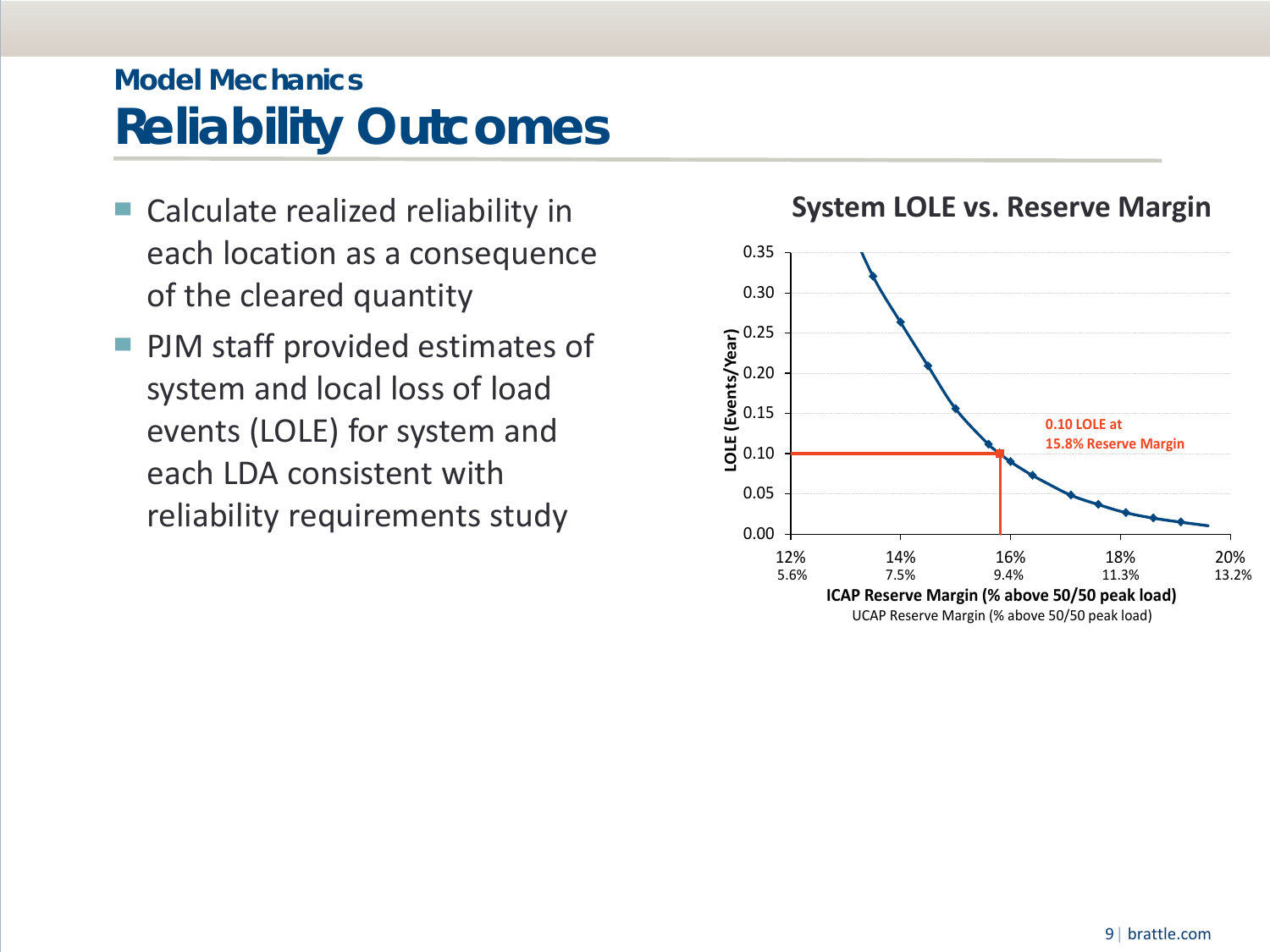## Model Mechanics

# Reliability Outcomes

- Calculate realized reliability in each location as a consequence of the cleared quantity
- PJM staff provided estimates of system and local loss of load events (LOLE) for system and each LDA consistent with reliability requirements study

**System LOLE vs. Reserve Margin**

0.10 LOLE at 15.8% Reserve Margin

LOLE (Events/Year)

**ICAP Reserve Margin (% above 50/50 peak load)**

UCAP Reserve Margin (% above 50/50 peak load)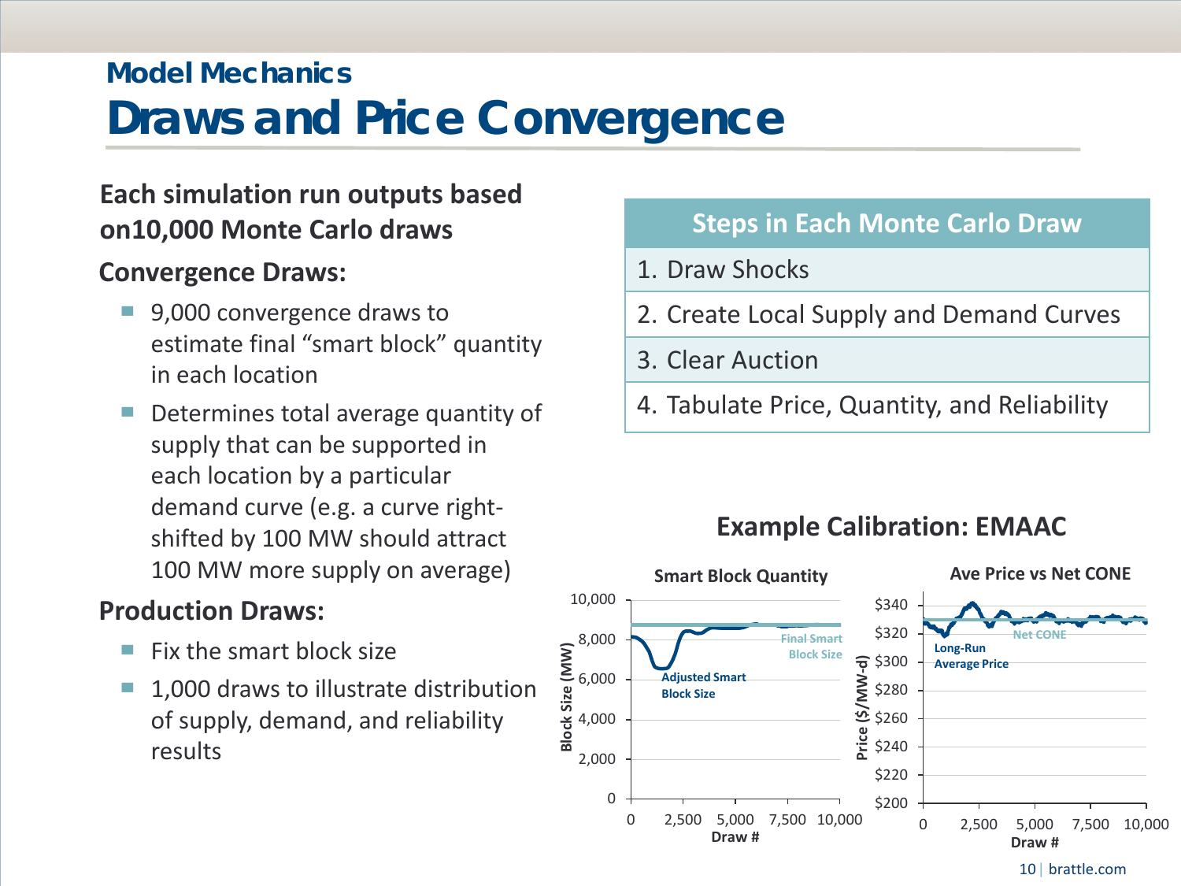## Model Mechanics

# Draws and Price Convergence

**Each simulation run outputs based on10,000 Monte Carlo draws**

**Convergence Draws:**

- 9,000 convergence draws to estimate final "smart block" quantity in each location
- Determines total average quantity of supply that can be supported in each location by a particular demand curve (e.g. a curve right-shifted by 100 MW should attract 100 MW more supply on average)

**Production Draws:**

- Fix the smart block size
- 1,000 draws to illustrate distribution of supply, demand, and reliability results

| Steps in Each Monte Carlo Draw |
|---|
| 1. Draw Shocks |
| 2. Create Local Supply and Demand Curves |
| 3. Clear Auction |
| 4. Tabulate Price, Quantity, and Reliability |

**Example Calibration: EMAAC**

**Smart Block Quantity**

Block Size (MW): 0, 2,000, 4,000, 6,000, 8,000, 10,000

Draw #: 0, 2,500, 5,000, 7,500, 10,000

Final Smart Block Size

Adjusted Smart Block Size

**Ave Price vs Net CONE**

Price ($/MW-d): $200, $220, $240, $260, $280, $300, $320, $340

Draw #: 0, 2,500, 5,000, 7,500, 10,000

Net CONE

Long-Run Average Price

brattle.com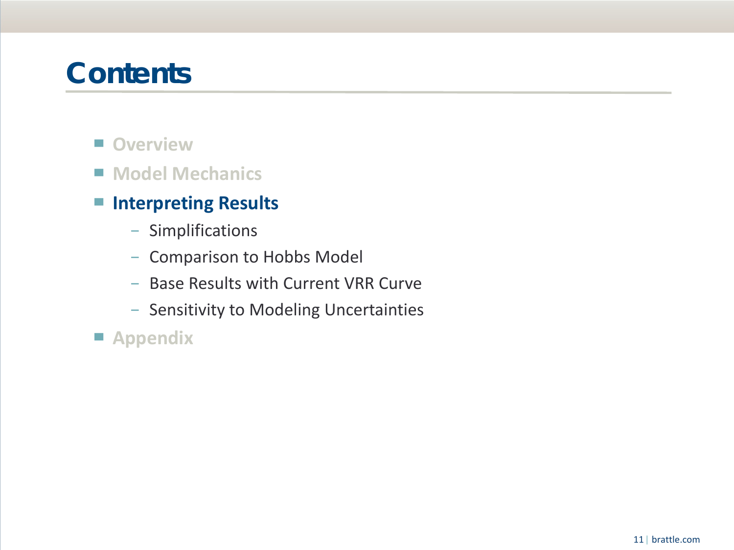# Contents

- Overview
- Model Mechanics
- **Interpreting Results**
  - Simplifications
  - Comparison to Hobbs Model
  - Base Results with Current VRR Curve
  - Sensitivity to Modeling Uncertainties
- Appendix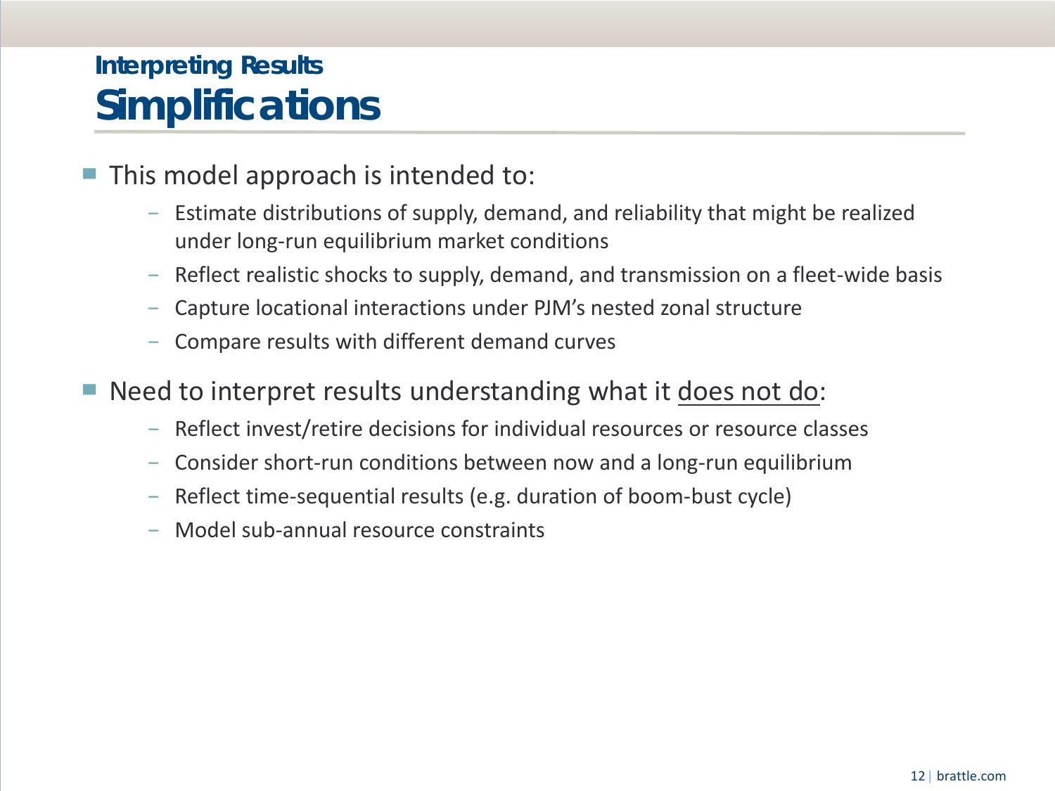## Interpreting Results

# Simplifications

- This model approach is intended to:
  - Estimate distributions of supply, demand, and reliability that might be realized under long-run equilibrium market conditions
  - Reflect realistic shocks to supply, demand, and transmission on a fleet-wide basis
  - Capture locational interactions under PJM's nested zonal structure
  - Compare results with different demand curves
- Need to interpret results understanding what it <u>does not do</u>:
  - Reflect invest/retire decisions for individual resources or resource classes
  - Consider short-run conditions between now and a long-run equilibrium
  - Reflect time-sequential results (e.g. duration of boom-bust cycle)
  - Model sub-annual resource constraints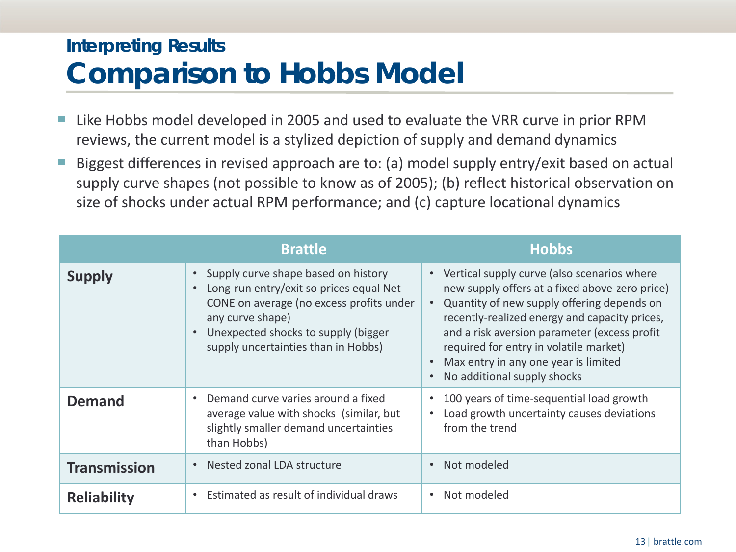### Interpreting Results

# Comparison to Hobbs Model

- Like Hobbs model developed in 2005 and used to evaluate the VRR curve in prior RPM reviews, the current model is a stylized depiction of supply and demand dynamics
- Biggest differences in revised approach are to: (a) model supply entry/exit based on actual supply curve shapes (not possible to know as of 2005); (b) reflect historical observation on size of shocks under actual RPM performance; and (c) capture locational dynamics

| | Brattle | Hobbs |
|---|---|---|
| **Supply** | • Supply curve shape based on history<br>• Long-run entry/exit so prices equal Net CONE on average (no excess profits under any curve shape)<br>• Unexpected shocks to supply (bigger supply uncertainties than in Hobbs) | • Vertical supply curve (also scenarios where new supply offers at a fixed above-zero price)<br>• Quantity of new supply offering depends on recently-realized energy and capacity prices, and a risk aversion parameter (excess profit required for entry in volatile market)<br>• Max entry in any one year is limited<br>• No additional supply shocks |
| **Demand** | • Demand curve varies around a fixed average value with shocks (similar, but slightly smaller demand uncertainties than Hobbs) | • 100 years of time-sequential load growth<br>• Load growth uncertainty causes deviations from the trend |
| **Transmission** | • Nested zonal LDA structure | • Not modeled |
| **Reliability** | • Estimated as result of individual draws | • Not modeled |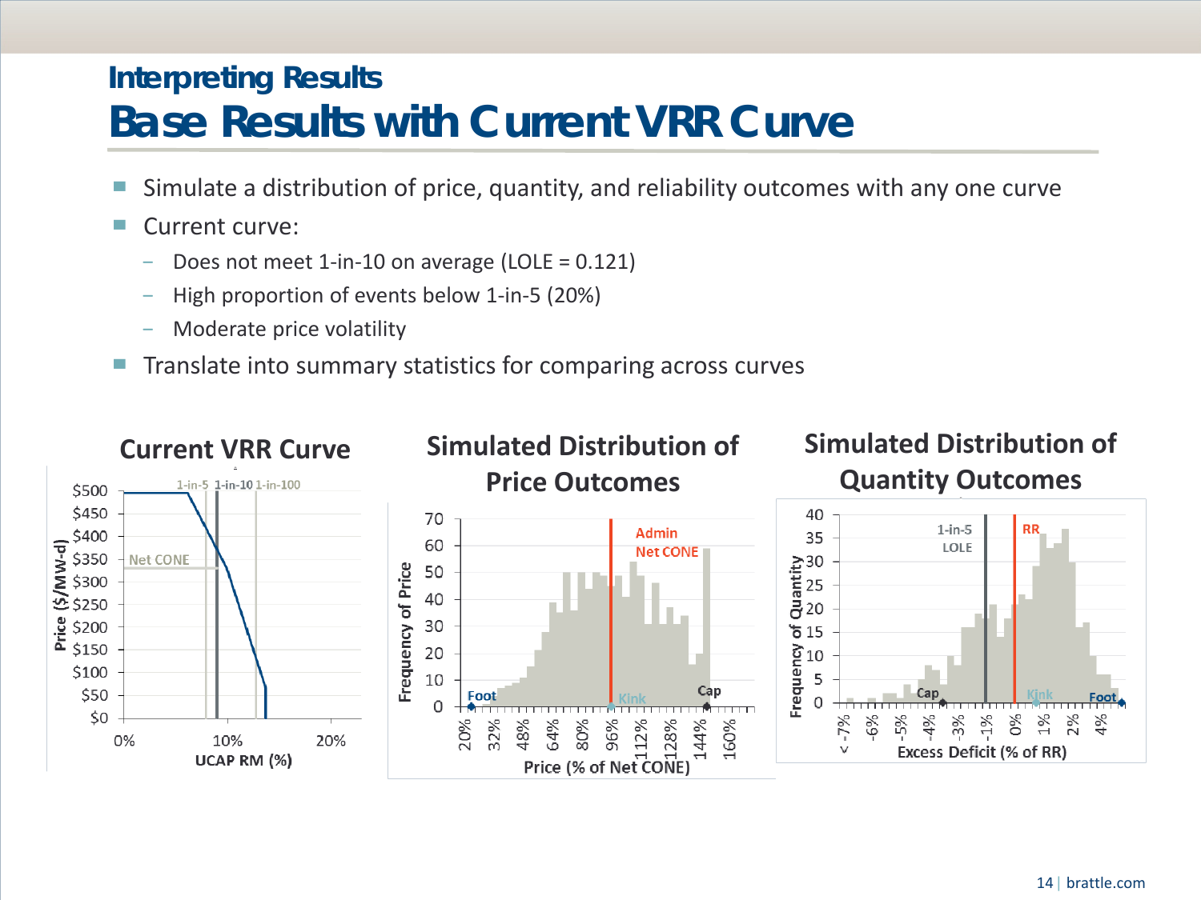## Interpreting Results

# Base Results with Current VRR Curve

- Simulate a distribution of price, quantity, and reliability outcomes with any one curve
- Current curve:
  - Does not meet 1-in-10 on average (LOLE = 0.121)
  - High proportion of events below 1-in-5 (20%)
  - Moderate price volatility
- Translate into summary statistics for comparing across curves

**Current VRR Curve**

**Simulated Distribution of Price Outcomes**

**Simulated Distribution of Quantity Outcomes**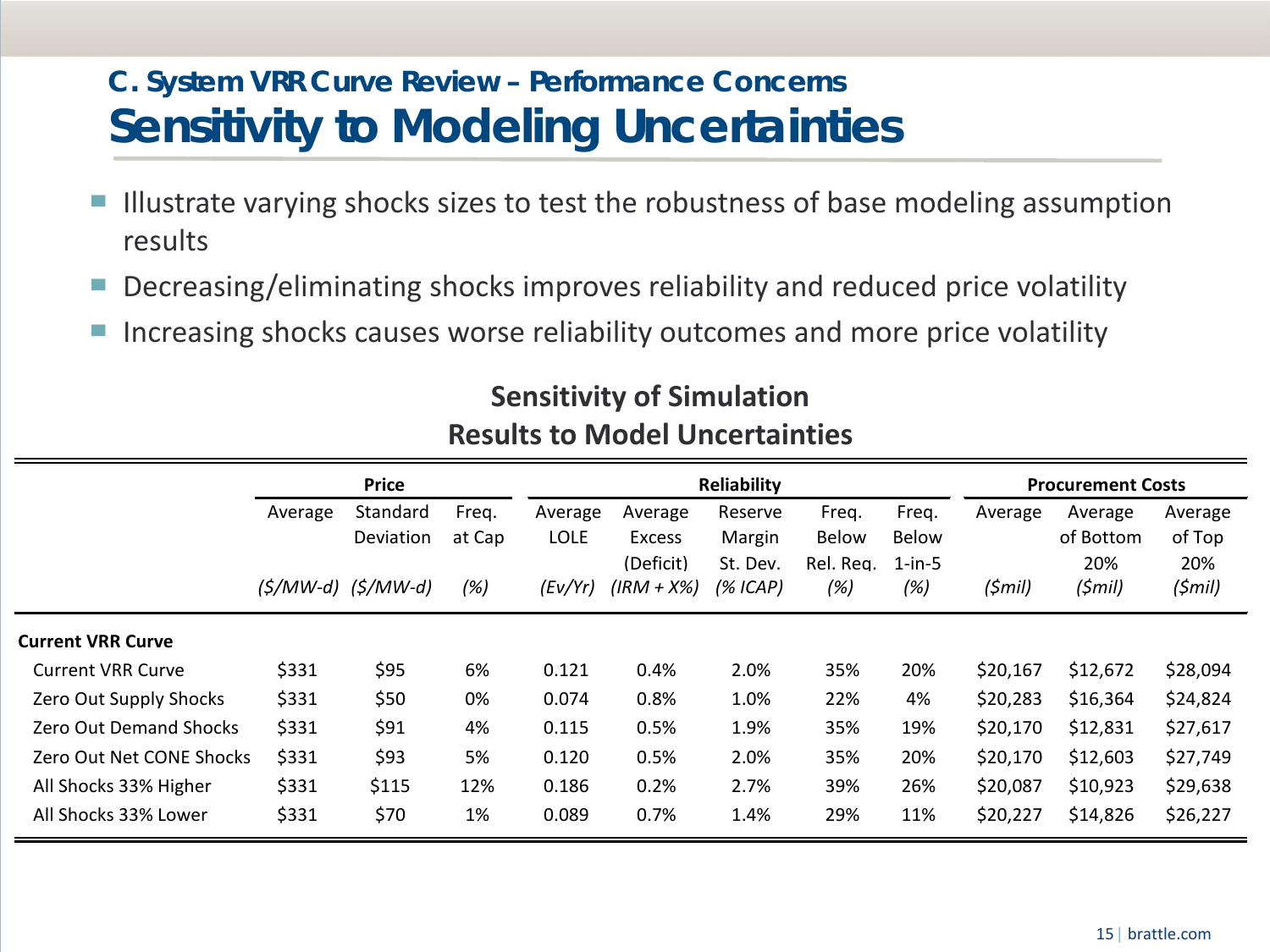## C. System VRR Curve Review – Performance Concerns

# Sensitivity to Modeling Uncertainties

- Illustrate varying shocks sizes to test the robustness of base modeling assumption results
- Decreasing/eliminating shocks improves reliability and reduced price volatility
- Increasing shocks causes worse reliability outcomes and more price volatility

**Sensitivity of Simulation Results to Model Uncertainties**

| | Price | | | Reliability | | | | | Procurement Costs | | |
|---|---|---|---|---|---|---|---|---|---|---|---|
| | Average *($/MW-d)* | Standard Deviation *($/MW-d)* | Freq. at Cap *(%)* | Average LOLE *(Ev/Yr)* | Average Excess (Deficit) *(IRM + X%)* | Reserve Margin St. Dev. *(% ICAP)* | Freq. Below Rel. Req. *(%)* | Freq. Below 1-in-5 *(%)* | Average *($mil)* | Average of Bottom 20% *($mil)* | Average of Top 20% *($mil)* |
| **Current VRR Curve** | | | | | | | | | | | |
| Current VRR Curve | $331 | $95 | 6% | 0.121 | 0.4% | 2.0% | 35% | 20% | $20,167 | $12,672 | $28,094 |
| Zero Out Supply Shocks | $331 | $50 | 0% | 0.074 | 0.8% | 1.0% | 22% | 4% | $20,283 | $16,364 | $24,824 |
| Zero Out Demand Shocks | $331 | $91 | 4% | 0.115 | 0.5% | 1.9% | 35% | 19% | $20,170 | $12,831 | $27,617 |
| Zero Out Net CONE Shocks | $331 | $93 | 5% | 0.120 | 0.5% | 2.0% | 35% | 20% | $20,170 | $12,603 | $27,749 |
| All Shocks 33% Higher | $331 | $115 | 12% | 0.186 | 0.2% | 2.7% | 39% | 26% | $20,087 | $10,923 | $29,638 |
| All Shocks 33% Lower | $331 | $70 | 1% | 0.089 | 0.7% | 1.4% | 29% | 11% | $20,227 | $14,826 | $26,227 |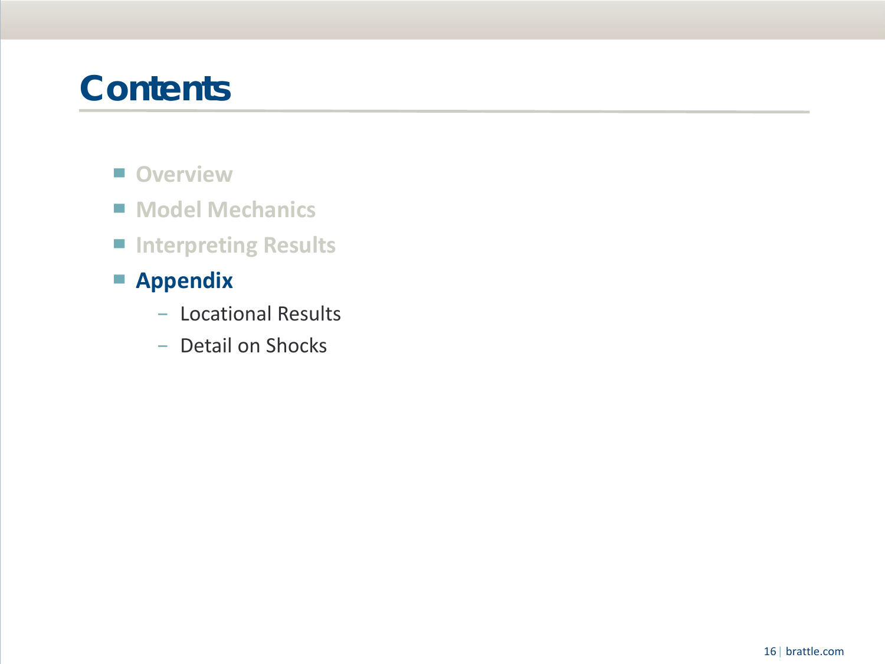# Contents

- Overview
- Model Mechanics
- Interpreting Results
- **Appendix**
  - Locational Results
  - Detail on Shocks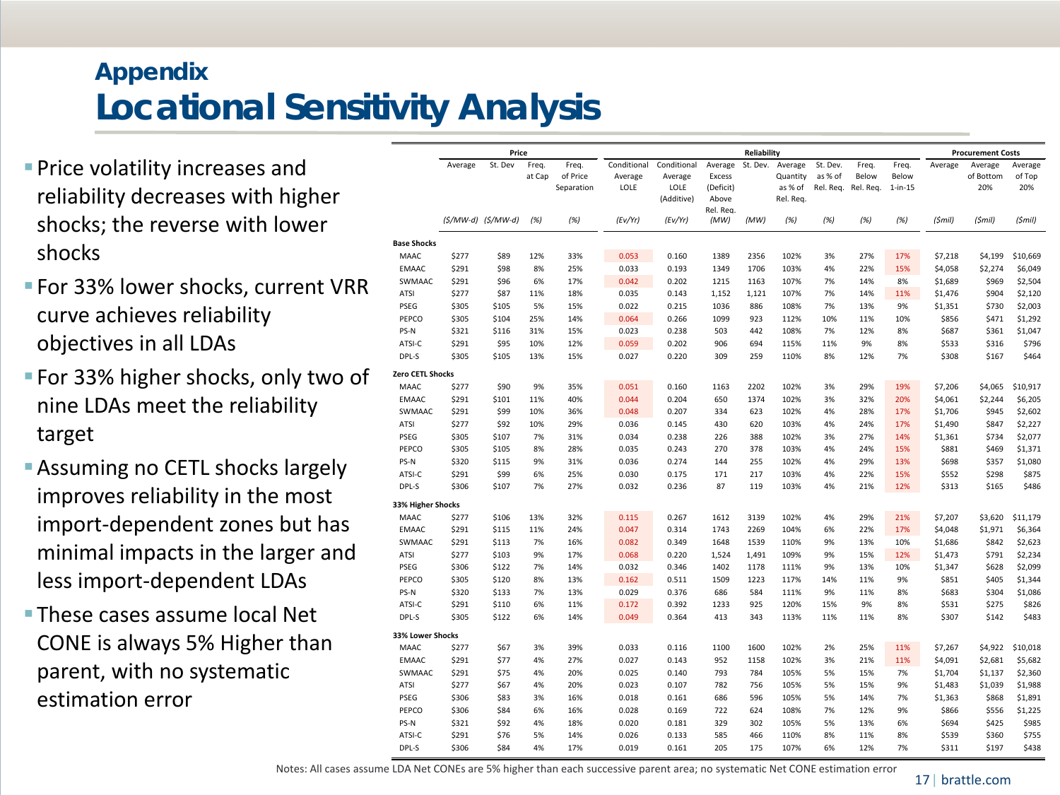## Appendix

# Locational Sensitivity Analysis

- Price volatility increases and reliability decreases with higher shocks; the reverse with lower shocks
- For 33% lower shocks, current VRR curve achieves reliability objectives in all LDAs
- For 33% higher shocks, only two of nine LDAs meet the reliability target
- Assuming no CETL shocks largely improves reliability in the most import-dependent zones but has minimal impacts in the larger and less import-dependent LDAs
- These cases assume local Net CONE is always 5% Higher than parent, with no systematic estimation error

| | Price | | | | Reliability | | | | | | | | | Procurement Costs | | |
|---|---|---|---|---|---|---|---|---|---|---|---|---|---|---|---|---|
| | Average | St. Dev | Freq. at Cap | Freq. of Price Separation | Conditional Average LOLE | Conditional Average LOLE (Additive) | Average Excess (Deficit) Above Rel. Req. | St. Dev. | Average Quantity as % of Rel. Req. | St. Dev. as % of Rel. Req. | Freq. Below Rel. Req. | Freq. Below 1-in-15 | Average | Average of Bottom 20% | Average of Top 20% |
| | ($/MW-d) | ($/MW-d) | (%) | (%) | (Ev/Yr) | (Ev/Yr) | (MW) | (MW) | (%) | (%) | (%) | (%) | ($mil) | ($mil) | ($mil) |
| **Base Shocks** | | | | | | | | | | | | | | | |
| MAAC | $277 | $89 | 12% | 33% | 0.053 | 0.160 | 1389 | 2356 | 102% | 3% | 27% | 17% | $7,218 | $4,199 | $10,669 |
| EMAAC | $291 | $98 | 8% | 25% | 0.033 | 0.193 | 1349 | 1706 | 103% | 4% | 22% | 15% | $4,058 | $2,274 | $6,049 |
| SWMAAC | $291 | $96 | 6% | 17% | 0.042 | 0.202 | 1215 | 1163 | 107% | 7% | 14% | 8% | $1,689 | $969 | $2,504 |
| ATSI | $277 | $87 | 11% | 18% | 0.035 | 0.143 | 1,152 | 1,121 | 107% | 7% | 14% | 11% | $1,476 | $904 | $2,120 |
| PSEG | $305 | $105 | 5% | 15% | 0.022 | 0.215 | 1036 | 886 | 108% | 7% | 13% | 9% | $1,351 | $730 | $2,003 |
| PEPCO | $305 | $104 | 25% | 14% | 0.064 | 0.266 | 1099 | 923 | 112% | 10% | 11% | 10% | $856 | $471 | $1,292 |
| PS-N | $321 | $116 | 31% | 15% | 0.023 | 0.238 | 503 | 442 | 108% | 7% | 12% | 8% | $687 | $361 | $1,047 |
| ATSI-C | $291 | $95 | 10% | 12% | 0.059 | 0.202 | 906 | 694 | 115% | 11% | 9% | 8% | $533 | $316 | $796 |
| DPL-S | $305 | $105 | 13% | 15% | 0.027 | 0.220 | 309 | 259 | 110% | 8% | 12% | 7% | $308 | $167 | $464 |
| **Zero CETL Shocks** | | | | | | | | | | | | | | | |
| MAAC | $277 | $90 | 9% | 35% | 0.051 | 0.160 | 1163 | 2202 | 102% | 3% | 29% | 19% | $7,206 | $4,065 | $10,917 |
| EMAAC | $291 | $101 | 11% | 40% | 0.044 | 0.204 | 650 | 1374 | 102% | 3% | 32% | 20% | $4,061 | $2,244 | $6,205 |
| SWMAAC | $291 | $99 | 10% | 36% | 0.048 | 0.207 | 334 | 623 | 102% | 4% | 28% | 17% | $1,706 | $945 | $2,602 |
| ATSI | $277 | $92 | 10% | 29% | 0.036 | 0.145 | 430 | 620 | 103% | 4% | 24% | 17% | $1,490 | $847 | $2,227 |
| PSEG | $305 | $107 | 7% | 31% | 0.034 | 0.238 | 226 | 388 | 102% | 3% | 27% | 14% | $1,361 | $734 | $2,077 |
| PEPCO | $305 | $105 | 8% | 28% | 0.035 | 0.243 | 270 | 378 | 103% | 4% | 24% | 15% | $881 | $469 | $1,371 |
| PS-N | $320 | $115 | 9% | 31% | 0.036 | 0.274 | 144 | 255 | 102% | 4% | 29% | 13% | $698 | $357 | $1,080 |
| ATSI-C | $291 | $99 | 6% | 25% | 0.030 | 0.175 | 171 | 217 | 103% | 4% | 22% | 15% | $552 | $298 | $875 |
| DPL-S | $306 | $107 | 7% | 27% | 0.032 | 0.236 | 87 | 119 | 103% | 4% | 21% | 12% | $313 | $165 | $486 |
| **33% Higher Shocks** | | | | | | | | | | | | | | | |
| MAAC | $277 | $106 | 13% | 32% | 0.115 | 0.267 | 1612 | 3139 | 102% | 4% | 29% | 21% | $7,207 | $3,620 | $11,179 |
| EMAAC | $291 | $115 | 11% | 24% | 0.047 | 0.314 | 1743 | 2269 | 104% | 6% | 22% | 17% | $4,048 | $1,971 | $6,364 |
| SWMAAC | $291 | $113 | 7% | 16% | 0.082 | 0.349 | 1648 | 1539 | 110% | 9% | 13% | 10% | $1,686 | $842 | $2,623 |
| ATSI | $277 | $103 | 9% | 17% | 0.068 | 0.220 | 1,524 | 1,491 | 109% | 9% | 15% | 12% | $1,473 | $791 | $2,234 |
| PSEG | $306 | $122 | 7% | 14% | 0.032 | 0.346 | 1402 | 1178 | 111% | 9% | 13% | 10% | $1,347 | $628 | $2,099 |
| PEPCO | $305 | $120 | 8% | 13% | 0.162 | 0.511 | 1509 | 1223 | 117% | 14% | 11% | 9% | $851 | $405 | $1,344 |
| PS-N | $320 | $133 | 7% | 13% | 0.029 | 0.376 | 686 | 584 | 111% | 9% | 11% | 8% | $683 | $304 | $1,086 |
| ATSI-C | $291 | $110 | 6% | 11% | 0.172 | 0.392 | 1233 | 925 | 120% | 15% | 9% | 8% | $531 | $275 | $826 |
| DPL-S | $305 | $122 | 6% | 14% | 0.049 | 0.364 | 413 | 343 | 113% | 11% | 11% | 8% | $307 | $142 | $483 |
| **33% Lower Shocks** | | | | | | | | | | | | | | | |
| MAAC | $277 | $67 | 3% | 39% | 0.033 | 0.116 | 1100 | 1600 | 102% | 2% | 25% | 11% | $7,267 | $4,922 | $10,018 |
| EMAAC | $291 | $77 | 4% | 27% | 0.027 | 0.143 | 952 | 1158 | 102% | 3% | 21% | 11% | $4,091 | $2,681 | $5,682 |
| SWMAAC | $291 | $75 | 4% | 20% | 0.025 | 0.140 | 793 | 784 | 105% | 5% | 15% | 7% | $1,704 | $1,137 | $2,360 |
| ATSI | $277 | $67 | 4% | 20% | 0.023 | 0.107 | 782 | 756 | 105% | 5% | 15% | 9% | $1,483 | $1,039 | $1,988 |
| PSEG | $306 | $83 | 3% | 16% | 0.018 | 0.161 | 686 | 596 | 105% | 5% | 14% | 7% | $1,363 | $868 | $1,891 |
| PEPCO | $306 | $84 | 6% | 16% | 0.028 | 0.169 | 722 | 624 | 108% | 7% | 12% | 9% | $866 | $556 | $1,225 |
| PS-N | $321 | $92 | 4% | 18% | 0.020 | 0.181 | 329 | 302 | 105% | 5% | 13% | 6% | $694 | $425 | $985 |
| ATSI-C | $291 | $76 | 5% | 14% | 0.026 | 0.133 | 585 | 466 | 110% | 8% | 11% | 8% | $539 | $360 | $755 |
| DPL-S | $306 | $84 | 4% | 17% | 0.019 | 0.161 | 205 | 175 | 107% | 6% | 12% | 7% | $311 | $197 | $438 |

Notes: All cases assume LDA Net CONEs are 5% higher than each successive parent area; no systematic Net CONE estimation error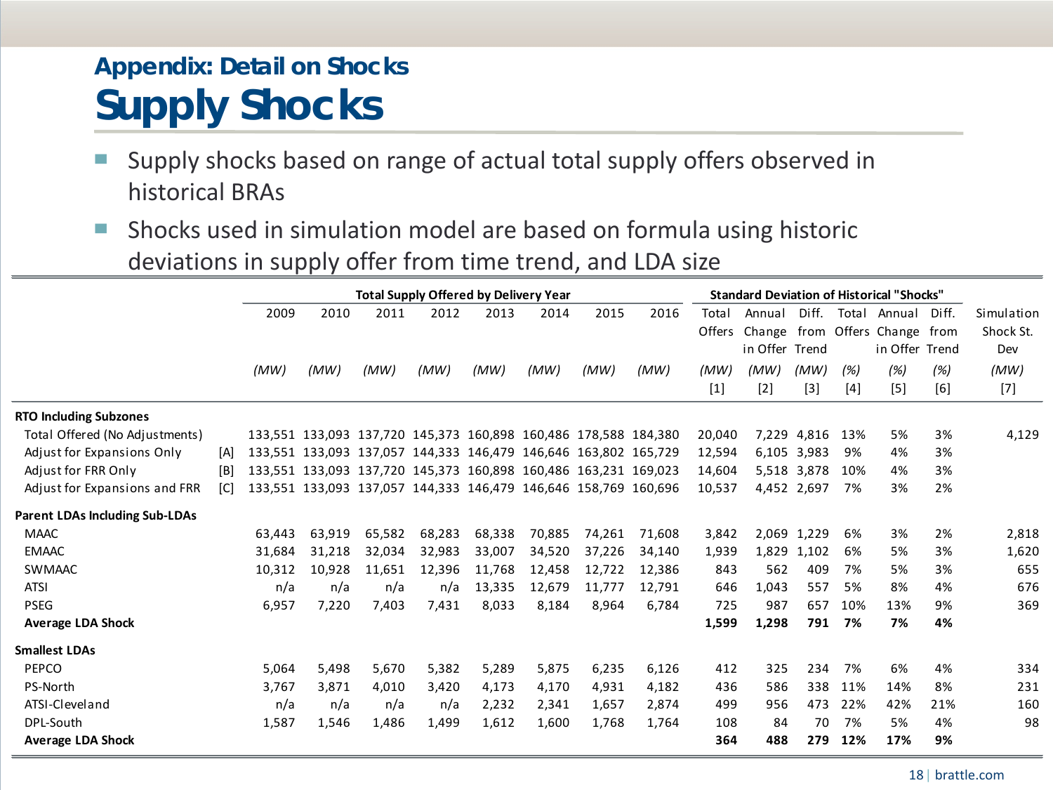## Appendix: Detail on Shocks

# Supply Shocks

- Supply shocks based on range of actual total supply offers observed in historical BRAs
- Shocks used in simulation model are based on formula using historic deviations in supply offer from time trend, and LDA size

| | | Total Supply Offered by Delivery Year | | | | | | | | Standard Deviation of Historical "Shocks" | | | | | | |
|---|---|---|---|---|---|---|---|---|---|---|---|---|---|---|---|---|
| | | 2009 | 2010 | 2011 | 2012 | 2013 | 2014 | 2015 | 2016 | Total Offers | Annual Change in Offer | Diff. from Trend | Total Offers | Annual Change in Offer | Diff. from Trend | Simulation Shock St. Dev |
| | | *(MW)* | *(MW)* | *(MW)* | *(MW)* | *(MW)* | *(MW)* | *(MW)* | *(MW)* | *(MW)* [1] | *(MW)* [2] | *(MW)* [3] | *(%)* [4] | *(%)* [5] | *(%)* [6] | *(MW)* [7] |
| **RTO Including Subzones** | | | | | | | | | | | | | | | | |
| Total Offered (No Adjustments) | | 133,551 | 133,093 | 137,720 | 145,373 | 160,898 | 160,486 | 178,588 | 184,380 | 20,040 | 7,229 | 4,816 | 13% | 5% | 3% | 4,129 |
| Adjust for Expansions Only | [A] | 133,551 | 133,093 | 137,057 | 144,333 | 146,479 | 146,646 | 163,802 | 165,729 | 12,594 | 6,105 | 3,983 | 9% | 4% | 3% | |
| Adjust for FRR Only | [B] | 133,551 | 133,093 | 137,720 | 145,373 | 160,898 | 160,486 | 163,231 | 169,023 | 14,604 | 5,518 | 3,878 | 10% | 4% | 3% | |
| Adjust for Expansions and FRR | [C] | 133,551 | 133,093 | 137,057 | 144,333 | 146,479 | 146,646 | 158,769 | 160,696 | 10,537 | 4,452 | 2,697 | 7% | 3% | 2% | |
| **Parent LDAs Including Sub-LDAs** | | | | | | | | | | | | | | | | |
| MAAC | | 63,443 | 63,919 | 65,582 | 68,283 | 68,338 | 70,885 | 74,261 | 71,608 | 3,842 | 2,069 | 1,229 | 6% | 3% | 2% | 2,818 |
| EMAAC | | 31,684 | 31,218 | 32,034 | 32,983 | 33,007 | 34,520 | 37,226 | 34,140 | 1,939 | 1,829 | 1,102 | 6% | 5% | 3% | 1,620 |
| SWMAAC | | 10,312 | 10,928 | 11,651 | 12,396 | 11,768 | 12,458 | 12,722 | 12,386 | 843 | 562 | 409 | 7% | 5% | 3% | 655 |
| ATSI | | n/a | n/a | n/a | n/a | 13,335 | 12,679 | 11,777 | 12,791 | 646 | 1,043 | 557 | 5% | 8% | 4% | 676 |
| PSEG | | 6,957 | 7,220 | 7,403 | 7,431 | 8,033 | 8,184 | 8,964 | 6,784 | 725 | 987 | 657 | 10% | 13% | 9% | 369 |
| **Average LDA Shock** | | | | | | | | | | **1,599** | **1,298** | **791** | **7%** | **7%** | **4%** | |
| **Smallest LDAs** | | | | | | | | | | | | | | | | |
| PEPCO | | 5,064 | 5,498 | 5,670 | 5,382 | 5,289 | 5,875 | 6,235 | 6,126 | 412 | 325 | 234 | 7% | 6% | 4% | 334 |
| PS-North | | 3,767 | 3,871 | 4,010 | 3,420 | 4,173 | 4,170 | 4,931 | 4,182 | 436 | 586 | 338 | 11% | 14% | 8% | 231 |
| ATSI-Cleveland | | n/a | n/a | n/a | n/a | 2,232 | 2,341 | 1,657 | 2,874 | 499 | 956 | 473 | 22% | 42% | 21% | 160 |
| DPL-South | | 1,587 | 1,546 | 1,486 | 1,499 | 1,612 | 1,600 | 1,768 | 1,764 | 108 | 84 | 70 | 7% | 5% | 4% | 98 |
| **Average LDA Shock** | | | | | | | | | | **364** | **488** | **279** | **12%** | **17%** | **9%** | |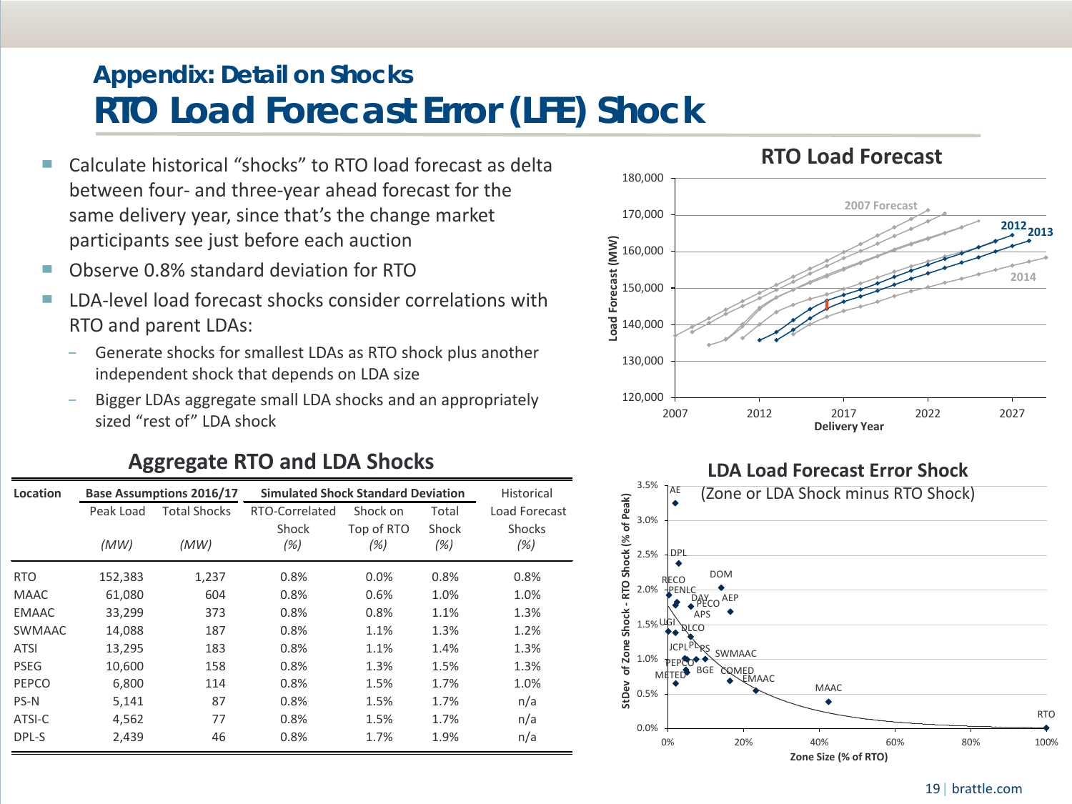## Appendix: Detail on Shocks

# RTO Load Forecast Error (LFE) Shock

- Calculate historical "shocks" to RTO load forecast as delta between four- and three-year ahead forecast for the same delivery year, since that's the change market participants see just before each auction
- Observe 0.8% standard deviation for RTO
- LDA-level load forecast shocks consider correlations with RTO and parent LDAs:
  - Generate shocks for smallest LDAs as RTO shock plus another independent shock that depends on LDA size
  - Bigger LDAs aggregate small LDA shocks and an appropriately sized "rest of" LDA shock

### RTO Load Forecast

### Aggregate RTO and LDA Shocks

| Location | Base Assumptions 2016/17 | | Simulated Shock Standard Deviation | | | Historical |
|---|---|---|---|---|---|---|
| | Peak Load | Total Shocks | RTO-Correlated Shock | Shock on Top of RTO | Total Shock | Load Forecast Shocks |
| | *(MW)* | *(MW)* | *(%)* | *(%)* | *(%)* | *(%)* |
| RTO | 152,383 | 1,237 | 0.8% | 0.0% | 0.8% | 0.8% |
| MAAC | 61,080 | 604 | 0.8% | 0.6% | 1.0% | 1.0% |
| EMAAC | 33,299 | 373 | 0.8% | 0.8% | 1.1% | 1.3% |
| SWMAAC | 14,088 | 187 | 0.8% | 1.1% | 1.3% | 1.2% |
| ATSI | 13,295 | 183 | 0.8% | 1.1% | 1.4% | 1.3% |
| PSEG | 10,600 | 158 | 0.8% | 1.3% | 1.5% | 1.3% |
| PEPCO | 6,800 | 114 | 0.8% | 1.5% | 1.7% | 1.0% |
| PS-N | 5,141 | 87 | 0.8% | 1.5% | 1.7% | n/a |
| ATSI-C | 4,562 | 77 | 0.8% | 1.5% | 1.7% | n/a |
| DPL-S | 2,439 | 46 | 0.8% | 1.7% | 1.9% | n/a |

### LDA Load Forecast Error Shock
(Zone or LDA Shock minus RTO Shock)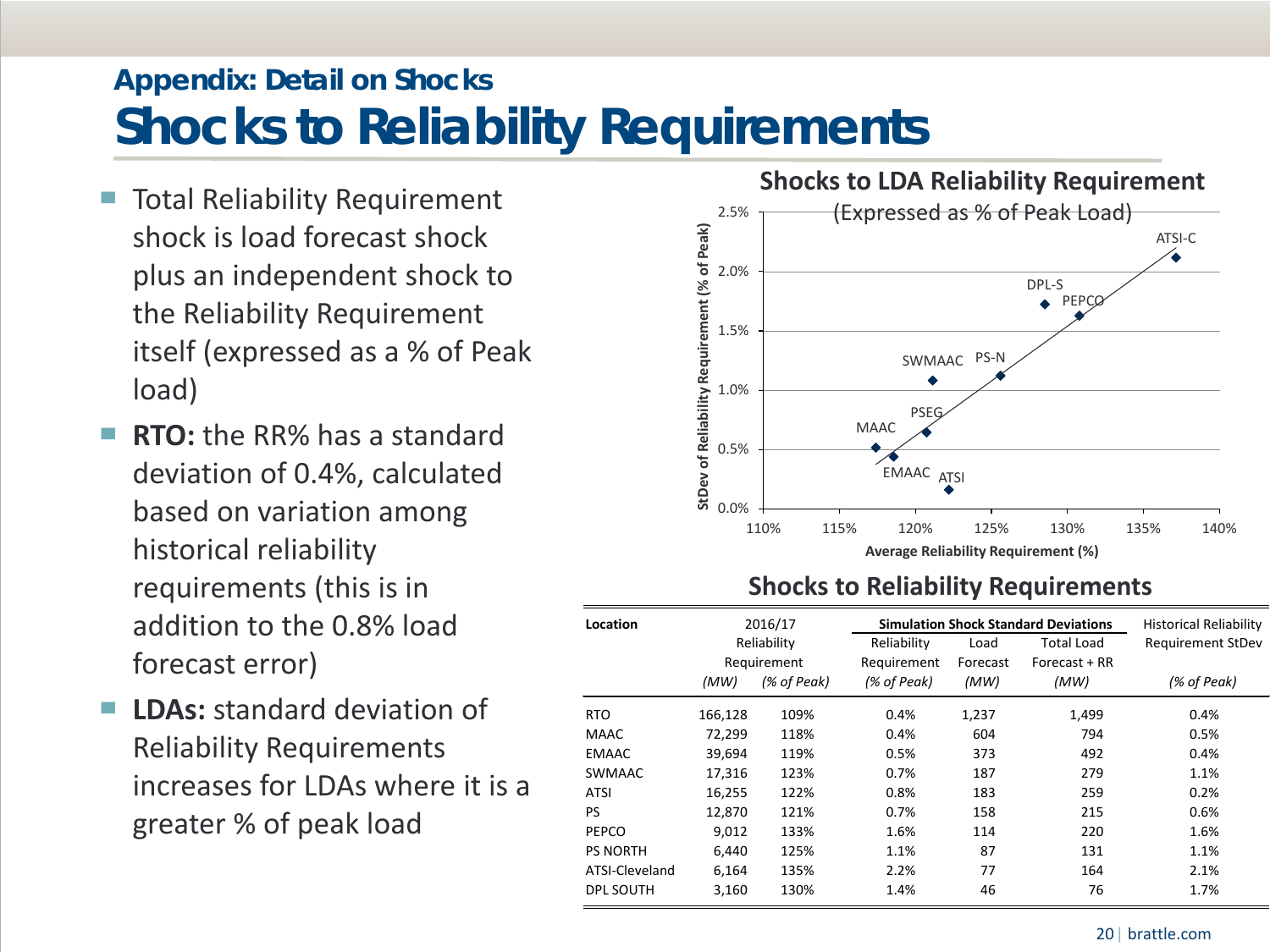## Appendix: Detail on Shocks

# Shocks to Reliability Requirements

- Total Reliability Requirement shock is load forecast shock plus an independent shock to the Reliability Requirement itself (expressed as a % of Peak load)
- **RTO:** the RR% has a standard deviation of 0.4%, calculated based on variation among historical reliability requirements (this is in addition to the 0.8% load forecast error)
- **LDAs:** standard deviation of Reliability Requirements increases for LDAs where it is a greater % of peak load

**Shocks to LDA Reliability Requirement**
(Expressed as % of Peak Load)

StDev of Reliability Requirement (% of Peak) vs. Average Reliability Requirement (%)

**Shocks to Reliability Requirements**

| Location | 2016/17 Reliability Requirement (MW) | 2016/17 Reliability Requirement (% of Peak) | Simulation Shock Standard Deviations: Reliability Requirement (% of Peak) | Simulation Shock Standard Deviations: Load Forecast (MW) | Simulation Shock Standard Deviations: Total Load Forecast + RR (MW) | Historical Reliability Requirement StDev (% of Peak) |
|---|---|---|---|---|---|---|
| RTO | 166,128 | 109% | 0.4% | 1,237 | 1,499 | 0.4% |
| MAAC | 72,299 | 118% | 0.4% | 604 | 794 | 0.5% |
| EMAAC | 39,694 | 119% | 0.5% | 373 | 492 | 0.4% |
| SWMAAC | 17,316 | 123% | 0.7% | 187 | 279 | 1.1% |
| ATSI | 16,255 | 122% | 0.8% | 183 | 259 | 0.2% |
| PS | 12,870 | 121% | 0.7% | 158 | 215 | 0.6% |
| PEPCO | 9,012 | 133% | 1.6% | 114 | 220 | 1.6% |
| PS NORTH | 6,440 | 125% | 1.1% | 87 | 131 | 1.1% |
| ATSI-Cleveland | 6,164 | 135% | 2.2% | 77 | 164 | 2.1% |
| DPL SOUTH | 3,160 | 130% | 1.4% | 46 | 76 | 1.7% |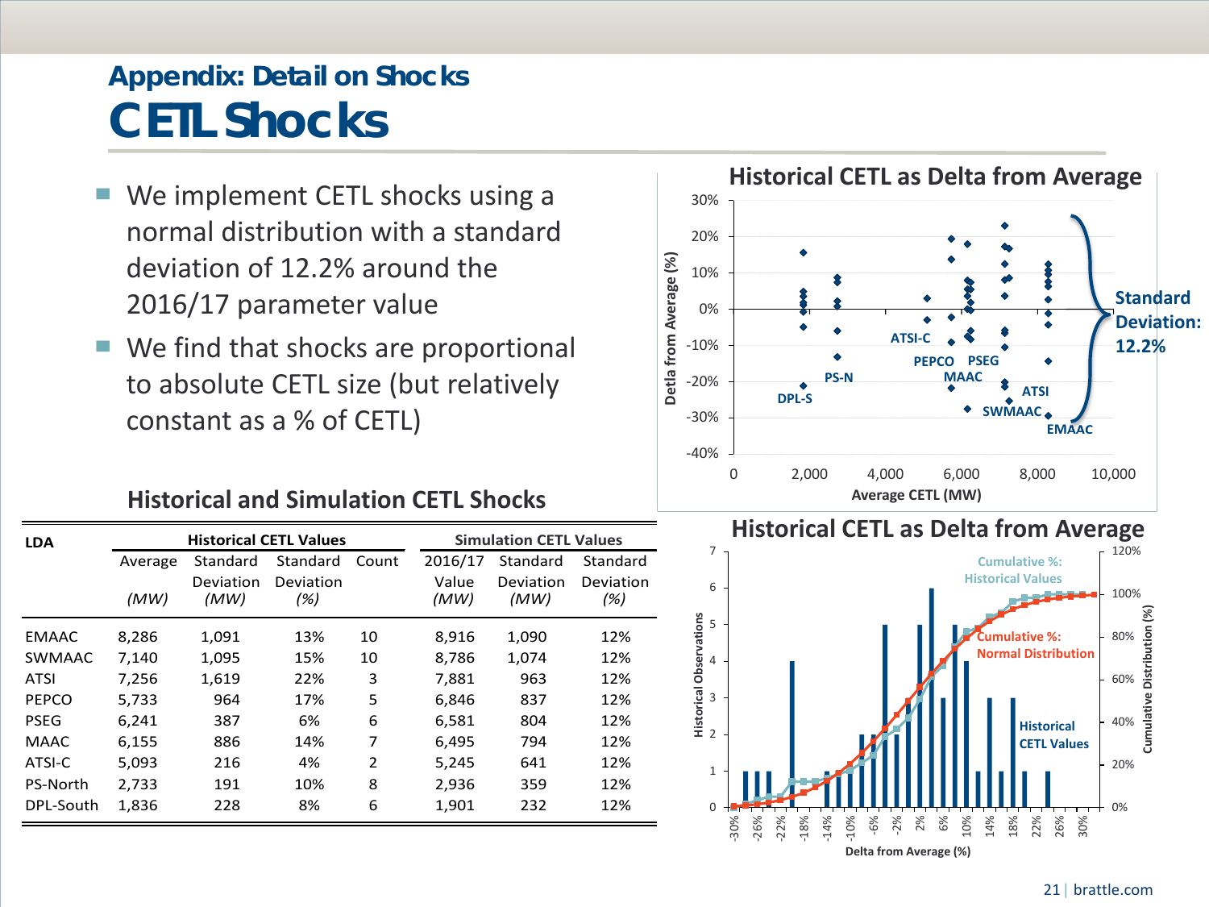## Appendix: Detail on Shocks

# CETL Shocks

- We implement CETL shocks using a normal distribution with a standard deviation of 12.2% around the 2016/17 parameter value
- We find that shocks are proportional to absolute CETL size (but relatively constant as a % of CETL)

### Historical and Simulation CETL Shocks

| LDA | Historical CETL Values | | | | Simulation CETL Values | | |
|---|---|---|---|---|---|---|---|
| | Average (MW) | Standard Deviation (MW) | Standard Deviation (%) | Count | 2016/17 Value (MW) | Standard Deviation (MW) | Standard Deviation (%) |
| EMAAC | 8,286 | 1,091 | 13% | 10 | 8,916 | 1,090 | 12% |
| SWMAAC | 7,140 | 1,095 | 15% | 10 | 8,786 | 1,074 | 12% |
| ATSI | 7,256 | 1,619 | 22% | 3 | 7,881 | 963 | 12% |
| PEPCO | 5,733 | 964 | 17% | 5 | 6,846 | 837 | 12% |
| PSEG | 6,241 | 387 | 6% | 6 | 6,581 | 804 | 12% |
| MAAC | 6,155 | 886 | 14% | 7 | 6,495 | 794 | 12% |
| ATSI-C | 5,093 | 216 | 4% | 2 | 5,245 | 641 | 12% |
| PS-North | 2,733 | 191 | 10% | 8 | 2,936 | 359 | 12% |
| DPL-South | 1,836 | 228 | 8% | 6 | 1,901 | 232 | 12% |

### Historical CETL as Delta from Average

### Historical CETL as Delta from Average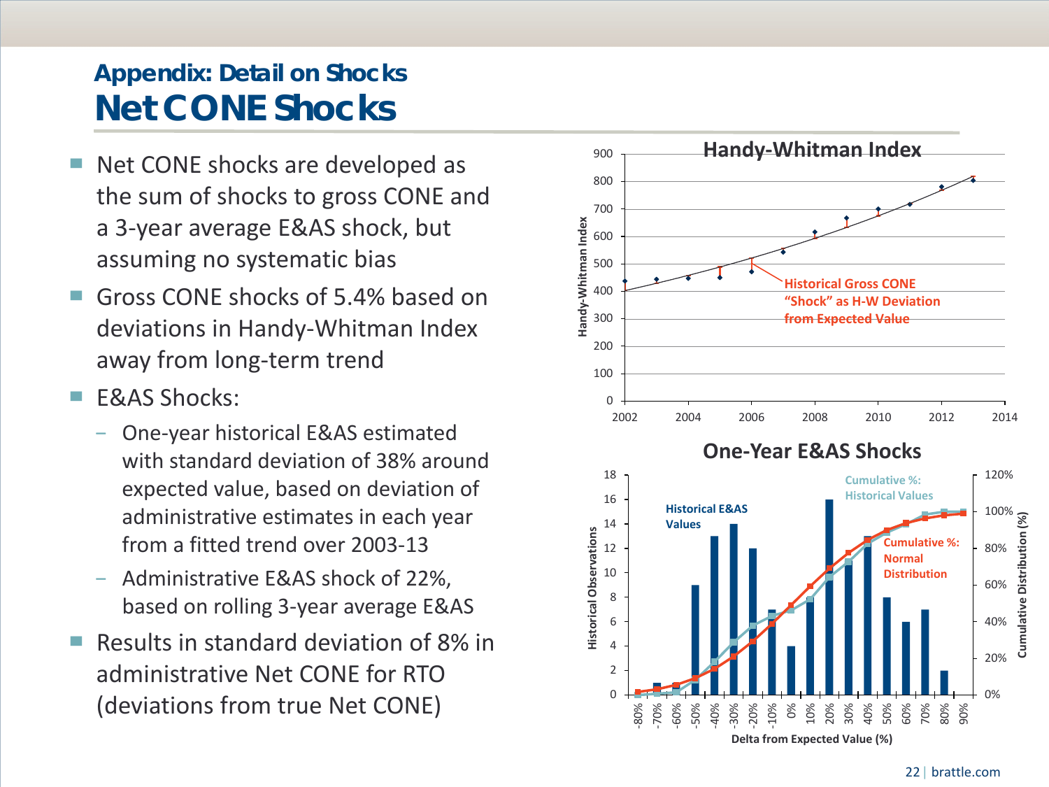## Appendix: Detail on Shocks

# Net CONE Shocks

- Net CONE shocks are developed as the sum of shocks to gross CONE and a 3-year average E&AS shock, but assuming no systematic bias
- Gross CONE shocks of 5.4% based on deviations in Handy-Whitman Index away from long-term trend
- E&AS Shocks:
  - One-year historical E&AS estimated with standard deviation of 38% around expected value, based on deviation of administrative estimates in each year from a fitted trend over 2003-13
  - Administrative E&AS shock of 22%, based on rolling 3-year average E&AS
- Results in standard deviation of 8% in administrative Net CONE for RTO (deviations from true Net CONE)

**Handy-Whitman Index**

Handy-Whitman Index (y-axis: 0–900); x-axis: 2002–2014

Historical Gross CONE "Shock" as H-W Deviation from Expected Value

**One-Year E&AS Shocks**

Historical Observations (left axis: 0–18); Cumulative Distribution (%) (right axis: 0%–120%)

Historical E&AS Values

Cumulative %: Historical Values

Cumulative %: Normal Distribution

Delta from Expected Value (%) (x-axis: -80% to 90%)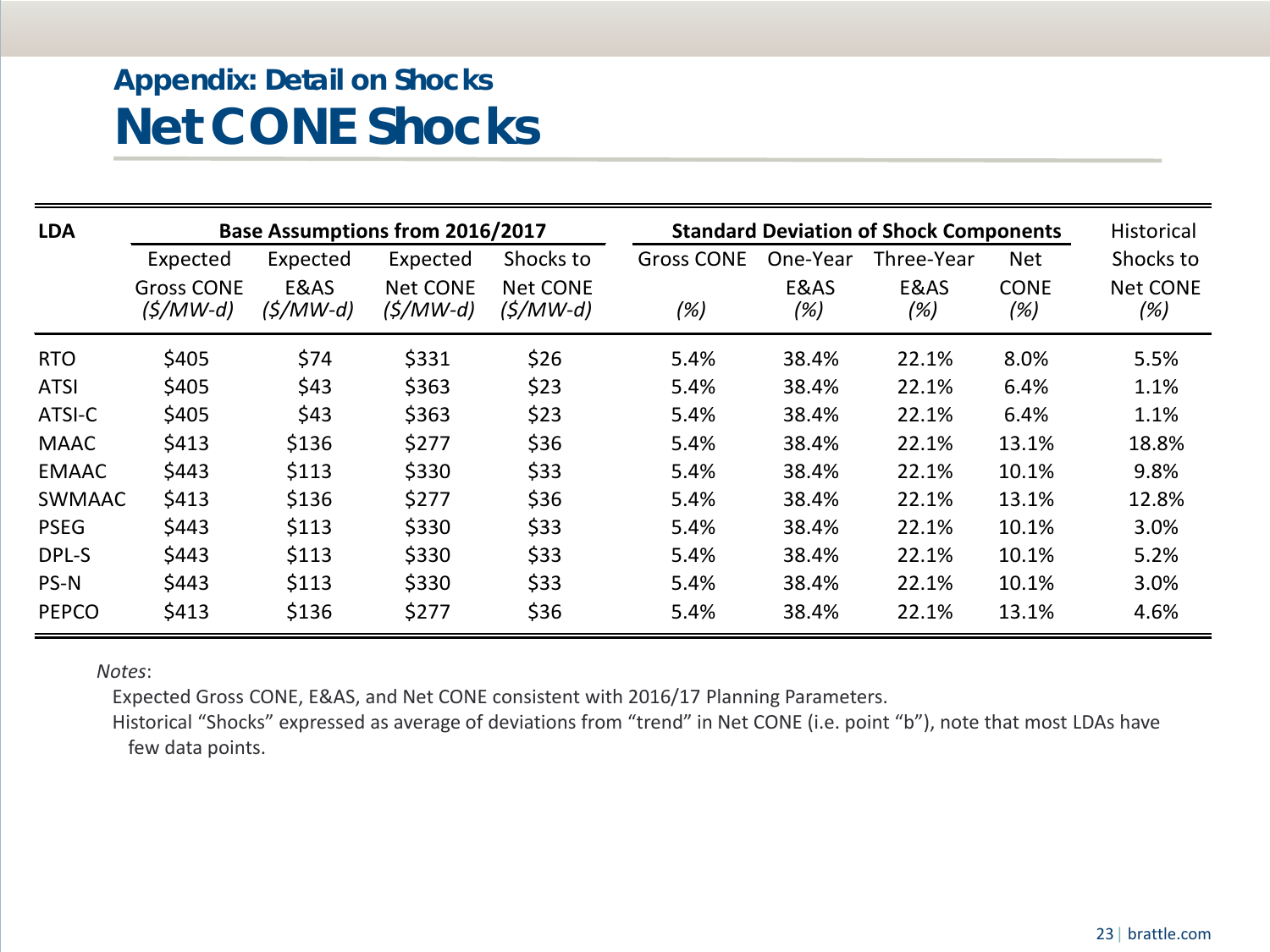## Appendix: Detail on Shocks

# Net CONE Shocks

| LDA | Base Assumptions from 2016/2017 | | | | Standard Deviation of Shock Components | | | | Historical |
|---|---|---|---|---|---|---|---|---|---|
| | Expected Gross CONE *($/MW-d)* | Expected E&AS *($/MW-d)* | Expected Net CONE *($/MW-d)* | Shocks to Net CONE *($/MW-d)* | Gross CONE *(%)* | One-Year E&AS *(%)* | Three-Year E&AS *(%)* | Net CONE *(%)* | Shocks to Net CONE *(%)* |
| RTO | $405 | $74 | $331 | $26 | 5.4% | 38.4% | 22.1% | 8.0% | 5.5% |
| ATSI | $405 | $43 | $363 | $23 | 5.4% | 38.4% | 22.1% | 6.4% | 1.1% |
| ATSI-C | $405 | $43 | $363 | $23 | 5.4% | 38.4% | 22.1% | 6.4% | 1.1% |
| MAAC | $413 | $136 | $277 | $36 | 5.4% | 38.4% | 22.1% | 13.1% | 18.8% |
| EMAAC | $443 | $113 | $330 | $33 | 5.4% | 38.4% | 22.1% | 10.1% | 9.8% |
| SWMAAC | $413 | $136 | $277 | $36 | 5.4% | 38.4% | 22.1% | 13.1% | 12.8% |
| PSEG | $443 | $113 | $330 | $33 | 5.4% | 38.4% | 22.1% | 10.1% | 3.0% |
| DPL-S | $443 | $113 | $330 | $33 | 5.4% | 38.4% | 22.1% | 10.1% | 5.2% |
| PS-N | $443 | $113 | $330 | $33 | 5.4% | 38.4% | 22.1% | 10.1% | 3.0% |
| PEPCO | $413 | $136 | $277 | $36 | 5.4% | 38.4% | 22.1% | 13.1% | 4.6% |

*Notes*:

Expected Gross CONE, E&AS, and Net CONE consistent with 2016/17 Planning Parameters.

Historical "Shocks" expressed as average of deviations from "trend" in Net CONE (i.e. point "b"), note that most LDAs have few data points.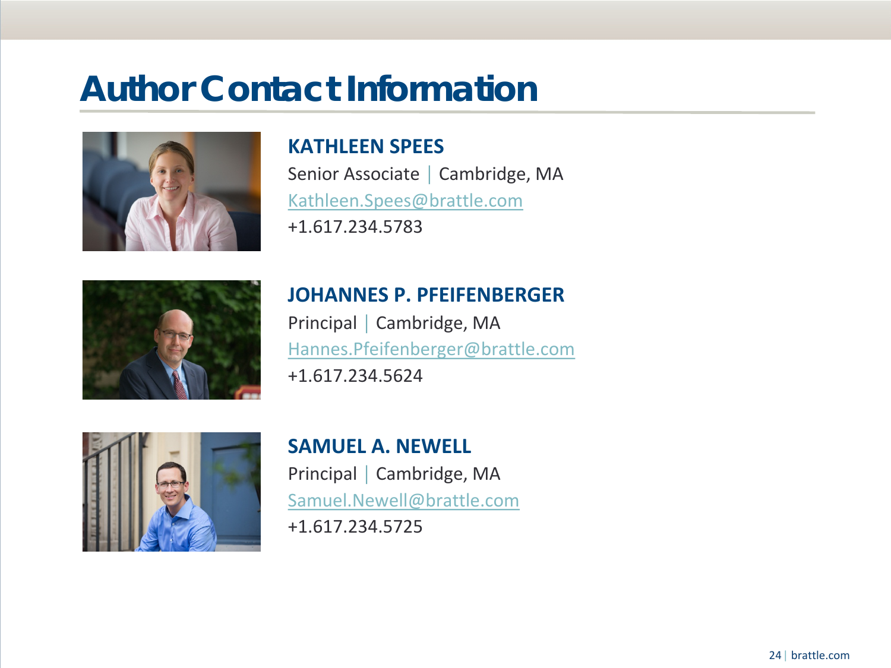# Author Contact Information

**KATHLEEN SPEES**

Senior Associate | Cambridge, MA

Kathleen.Spees@brattle.com

+1.617.234.5783

**JOHANNES P. PFEIFENBERGER**

Principal | Cambridge, MA

Hannes.Pfeifenberger@brattle.com

+1.617.234.5624

**SAMUEL A. NEWELL**

Principal | Cambridge, MA

Samuel.Newell@brattle.com

+1.617.234.5725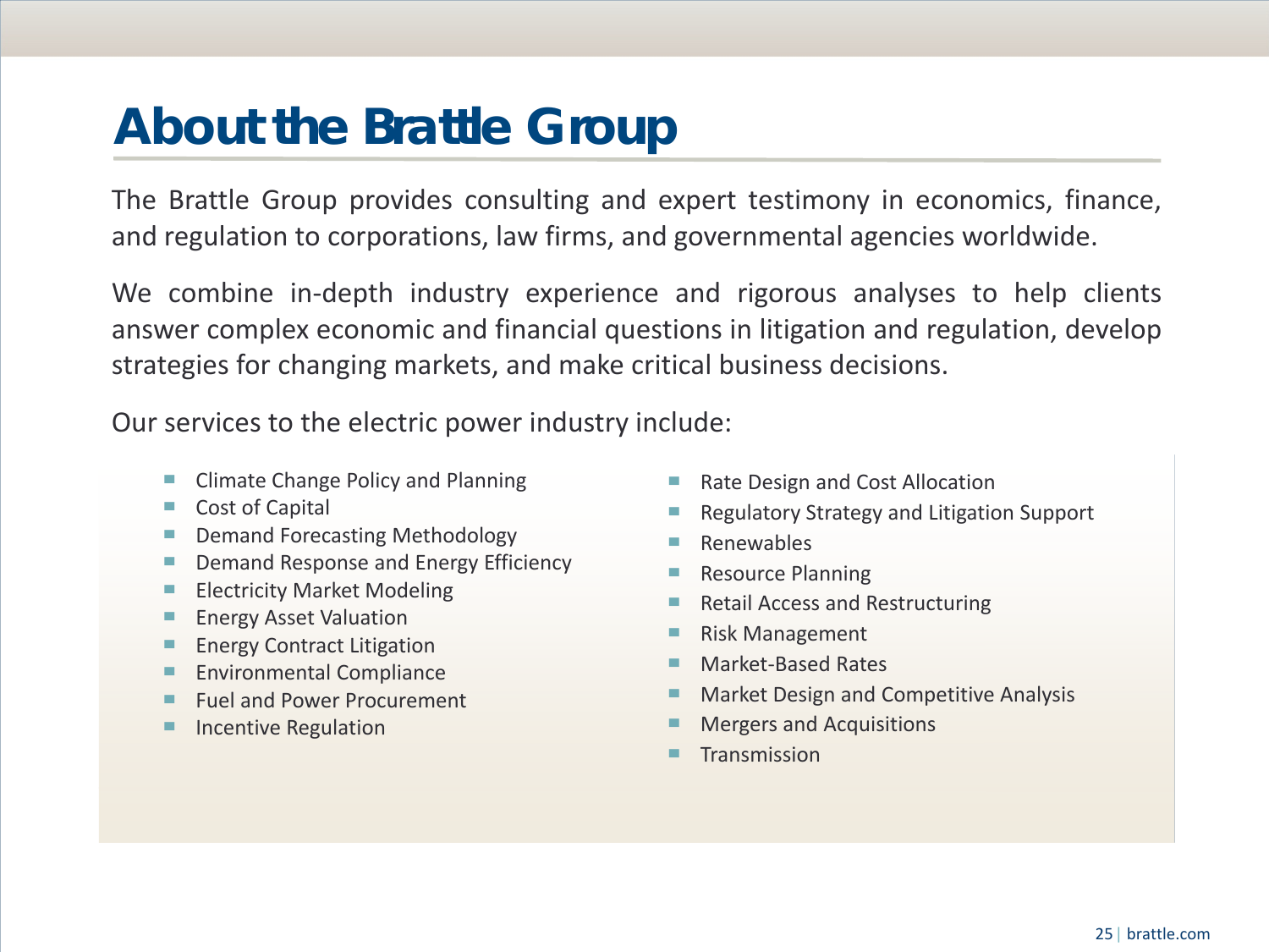# About the Brattle Group

The Brattle Group provides consulting and expert testimony in economics, finance, and regulation to corporations, law firms, and governmental agencies worldwide.

We combine in-depth industry experience and rigorous analyses to help clients answer complex economic and financial questions in litigation and regulation, develop strategies for changing markets, and make critical business decisions.

Our services to the electric power industry include:

- Climate Change Policy and Planning
- Cost of Capital
- Demand Forecasting Methodology
- Demand Response and Energy Efficiency
- Electricity Market Modeling
- Energy Asset Valuation
- Energy Contract Litigation
- Environmental Compliance
- Fuel and Power Procurement
- Incentive Regulation
- Rate Design and Cost Allocation
- Regulatory Strategy and Litigation Support
- Renewables
- Resource Planning
- Retail Access and Restructuring
- Risk Management
- Market-Based Rates
- Market Design and Competitive Analysis
- Mergers and Acquisitions
- Transmission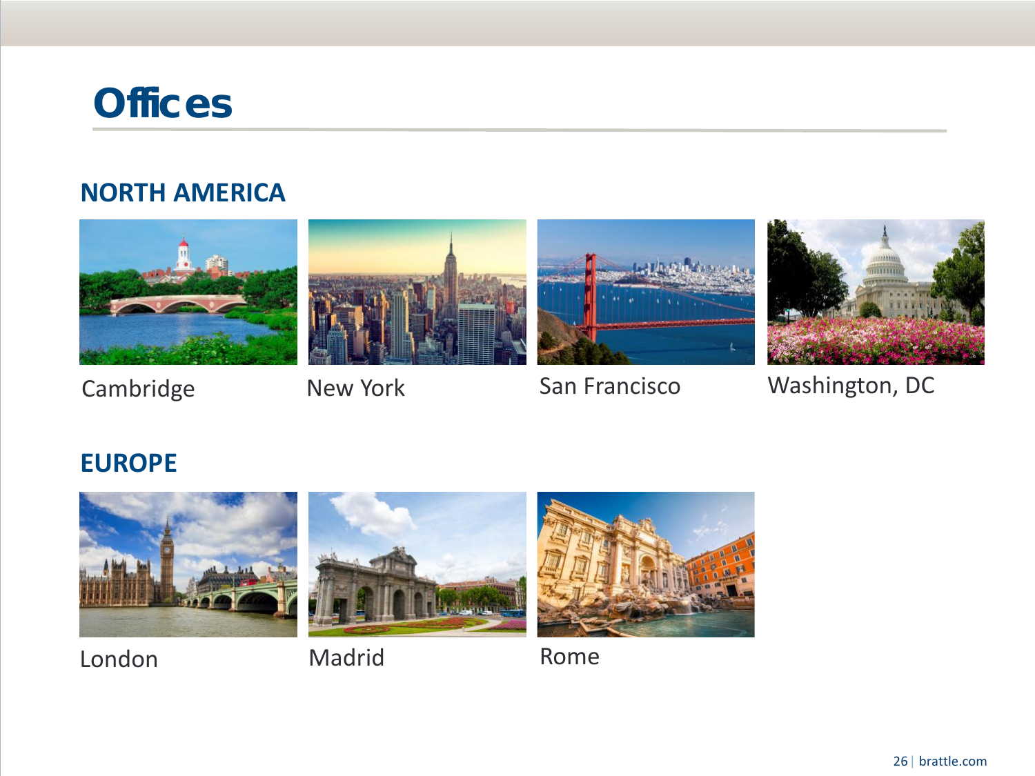# Offices

## NORTH AMERICA

Cambridge

New York

San Francisco

Washington, DC

## EUROPE

London

Madrid

Rome